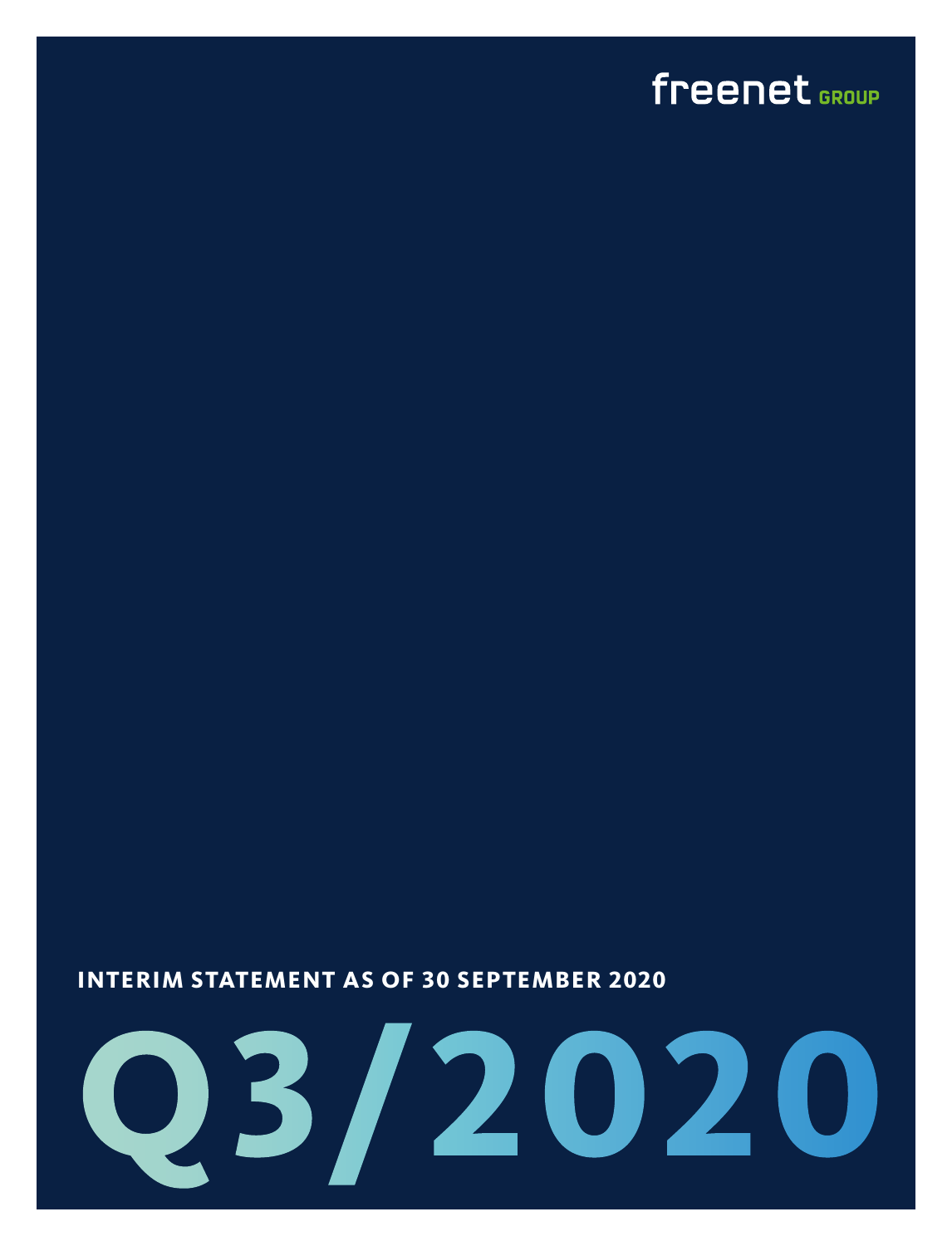freenet GROUP

**INTERIM STATEMENT AS OF 30 SEPTEMBER 2020**

# Q3/2020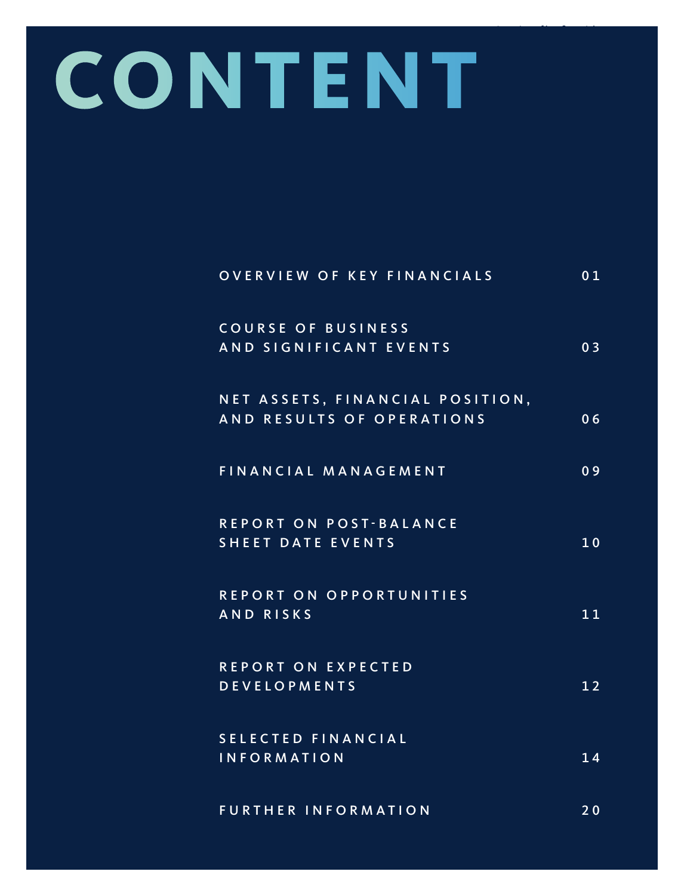# CONTENT

| | |
|---|---|
| OVERVIEW OF KEY FINANCIALS | 01 |
| COURSE OF BUSINESS AND SIGNIFICANT EVENTS | 03 |
| NET ASSETS, FINANCIAL POSITION, AND RESULTS OF OPERATIONS | 06 |
| FINANCIAL MANAGEMENT | 09 |
| REPORT ON POST-BALANCE SHEET DATE EVENTS | 10 |
| REPORT ON OPPORTUNITIES AND RISKS | 11 |
| REPORT ON EXPECTED DEVELOPMENTS | 12 |
| SELECTED FINANCIAL INFORMATION | 14 |
| FURTHER INFORMATION | 20 |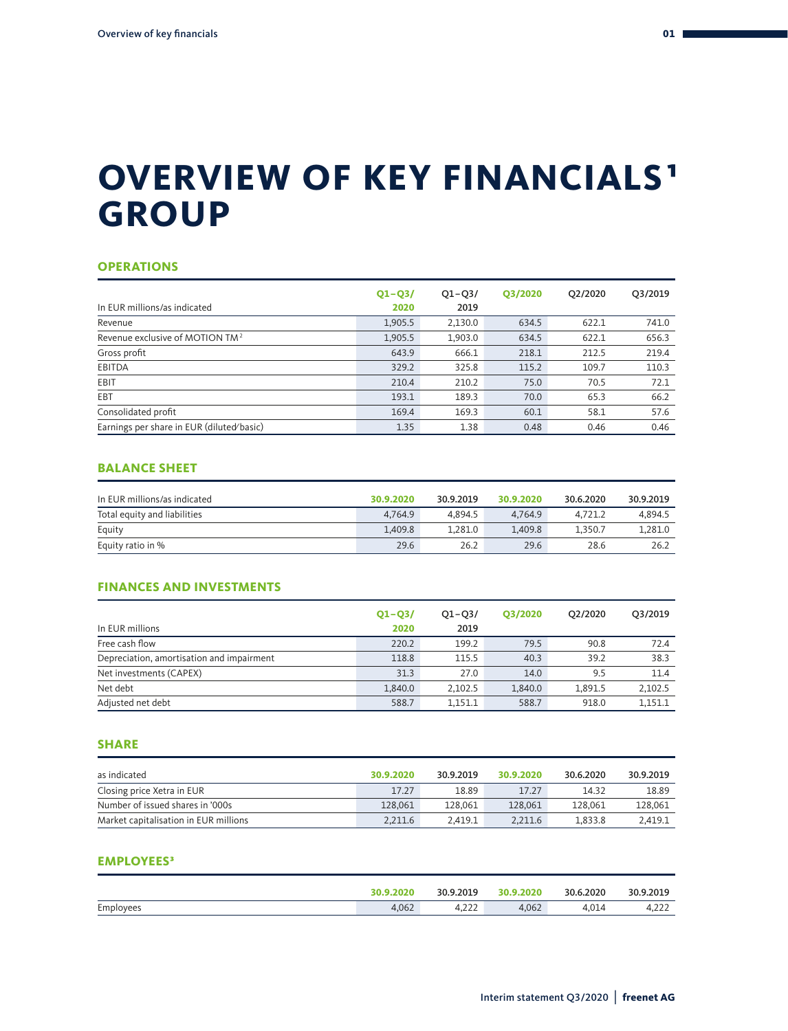# OVERVIEW OF KEY FINANCIALS[1] GROUP

## OPERATIONS

| In EUR millions/as indicated | Q1–Q3/ 2020 | Q1–Q3/ 2019 | Q3/2020 | Q2/2020 | Q3/2019 |
|---|---|---|---|---|---|
| Revenue | 1,905.5 | 2,130.0 | 634.5 | 622.1 | 741.0 |
| Revenue exclusive of MOTION TM[2] | 1,905.5 | 1,903.0 | 634.5 | 622.1 | 656.3 |
| Gross profit | 643.9 | 666.1 | 218.1 | 212.5 | 219.4 |
| EBITDA | 329.2 | 325.8 | 115.2 | 109.7 | 110.3 |
| EBIT | 210.4 | 210.2 | 75.0 | 70.5 | 72.1 |
| EBT | 193.1 | 189.3 | 70.0 | 65.3 | 66.2 |
| Consolidated profit | 169.4 | 169.3 | 60.1 | 58.1 | 57.6 |
| Earnings per share in EUR (diluted/basic) | 1.35 | 1.38 | 0.48 | 0.46 | 0.46 |

## BALANCE SHEET

| In EUR millions/as indicated | 30.9.2020 | 30.9.2019 | 30.9.2020 | 30.6.2020 | 30.9.2019 |
|---|---|---|---|---|---|
| Total equity and liabilities | 4,764.9 | 4,894.5 | 4,764.9 | 4,721.2 | 4,894.5 |
| Equity | 1,409.8 | 1,281.0 | 1,409.8 | 1,350.7 | 1,281.0 |
| Equity ratio in % | 29.6 | 26.2 | 29.6 | 28.6 | 26.2 |

## FINANCES AND INVESTMENTS

| In EUR millions | Q1–Q3/ 2020 | Q1–Q3/ 2019 | Q3/2020 | Q2/2020 | Q3/2019 |
|---|---|---|---|---|---|
| Free cash flow | 220.2 | 199.2 | 79.5 | 90.8 | 72.4 |
| Depreciation, amortisation and impairment | 118.8 | 115.5 | 40.3 | 39.2 | 38.3 |
| Net investments (CAPEX) | 31.3 | 27.0 | 14.0 | 9.5 | 11.4 |
| Net debt | 1,840.0 | 2,102.5 | 1,840.0 | 1,891.5 | 2,102.5 |
| Adjusted net debt | 588.7 | 1,151.1 | 588.7 | 918.0 | 1,151.1 |

## SHARE

| as indicated | 30.9.2020 | 30.9.2019 | 30.9.2020 | 30.6.2020 | 30.9.2019 |
|---|---|---|---|---|---|
| Closing price Xetra in EUR | 17.27 | 18.89 | 17.27 | 14.32 | 18.89 |
| Number of issued shares in '000s | 128,061 | 128,061 | 128,061 | 128,061 | 128,061 |
| Market capitalisation in EUR millions | 2,211.6 | 2,419.1 | 2,211.6 | 1,833.8 | 2,419.1 |

## EMPLOYEES[3]

| | 30.9.2020 | 30.9.2019 | 30.9.2020 | 30.6.2020 | 30.9.2019 |
|---|---|---|---|---|---|
| Employees | 4,062 | 4,222 | 4,062 | 4,014 | 4,222 |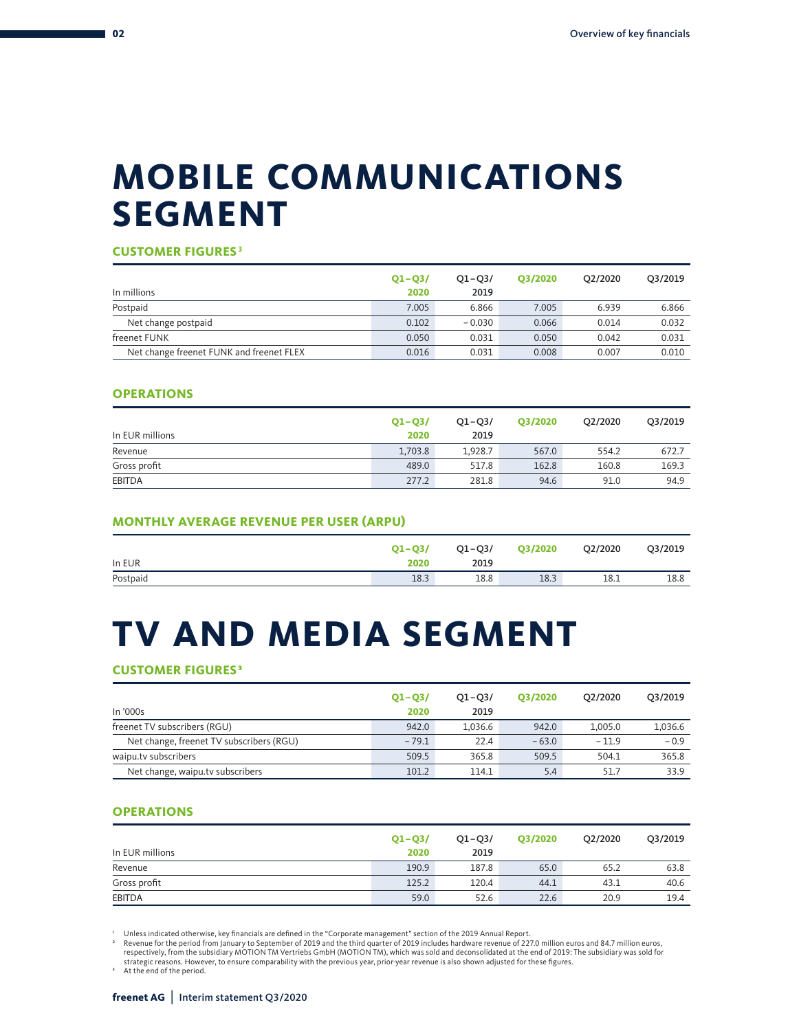# MOBILE COMMUNICATIONS SEGMENT

### CUSTOMER FIGURES[3]

| In millions | Q1–Q3/ 2020 | Q1–Q3/ 2019 | Q3/2020 | Q2/2020 | Q3/2019 |
|---|---|---|---|---|---|
| Postpaid | 7.005 | 6.866 | 7.005 | 6.939 | 6.866 |
| Net change postpaid | 0.102 | – 0.030 | 0.066 | 0.014 | 0.032 |
| freenet FUNK | 0.050 | 0.031 | 0.050 | 0.042 | 0.031 |
| Net change freenet FUNK and freenet FLEX | 0.016 | 0.031 | 0.008 | 0.007 | 0.010 |

### OPERATIONS

| In EUR millions | Q1–Q3/ 2020 | Q1–Q3/ 2019 | Q3/2020 | Q2/2020 | Q3/2019 |
|---|---|---|---|---|---|
| Revenue | 1,703.8 | 1,928.7 | 567.0 | 554.2 | 672.7 |
| Gross profit | 489.0 | 517.8 | 162.8 | 160.8 | 169.3 |
| EBITDA | 277.2 | 281.8 | 94.6 | 91.0 | 94.9 |

### MONTHLY AVERAGE REVENUE PER USER (ARPU)

| In EUR | Q1–Q3/ 2020 | Q1–Q3/ 2019 | Q3/2020 | Q2/2020 | Q3/2019 |
|---|---|---|---|---|---|
| Postpaid | 18.3 | 18.8 | 18.3 | 18.1 | 18.8 |

# TV AND MEDIA SEGMENT

### CUSTOMER FIGURES[3]

| In '000s | Q1–Q3/ 2020 | Q1–Q3/ 2019 | Q3/2020 | Q2/2020 | Q3/2019 |
|---|---|---|---|---|---|
| freenet TV subscribers (RGU) | 942.0 | 1,036.6 | 942.0 | 1,005.0 | 1,036.6 |
| Net change, freenet TV subscribers (RGU) | – 79.1 | 22.4 | – 63.0 | – 11.9 | – 0.9 |
| waipu.tv subscribers | 509.5 | 365.8 | 509.5 | 504.1 | 365.8 |
| Net change, waipu.tv subscribers | 101.2 | 114.1 | 5.4 | 51.7 | 33.9 |

### OPERATIONS

| In EUR millions | Q1–Q3/ 2020 | Q1–Q3/ 2019 | Q3/2020 | Q2/2020 | Q3/2019 |
|---|---|---|---|---|---|
| Revenue | 190.9 | 187.8 | 65.0 | 65.2 | 63.8 |
| Gross profit | 125.2 | 120.4 | 44.1 | 43.1 | 40.6 |
| EBITDA | 59.0 | 52.6 | 22.6 | 20.9 | 19.4 |

[1] Unless indicated otherwise, key financials are defined in the "Corporate management" section of the 2019 Annual Report.
[2] Revenue for the period from January to September of 2019 and the third quarter of 2019 includes hardware revenue of 227.0 million euros and 84.7 million euros, respectively, from the subsidiary MOTION TM Vertriebs GmbH (MOTION TM), which was sold and deconsolidated at the end of 2019: The subsidiary was sold for strategic reasons. However, to ensure comparability with the previous year, prior-year revenue is also shown adjusted for these figures.
[3] At the end of the period.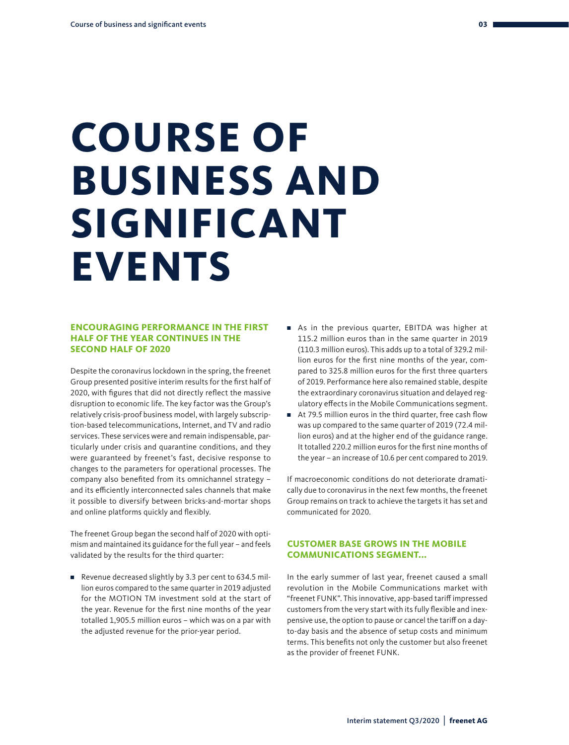# COURSE OF BUSINESS AND SIGNIFICANT EVENTS

## ENCOURAGING PERFORMANCE IN THE FIRST HALF OF THE YEAR CONTINUES IN THE SECOND HALF OF 2020

Despite the coronavirus lockdown in the spring, the freenet Group presented positive interim results for the first half of 2020, with figures that did not directly reflect the massive disruption to economic life. The key factor was the Group's relatively crisis-proof business model, with largely subscription-based telecommunications, Internet, and TV and radio services. These services were and remain indispensable, particularly under crisis and quarantine conditions, and they were guaranteed by freenet's fast, decisive response to changes to the parameters for operational processes. The company also benefited from its omnichannel strategy – and its efficiently interconnected sales channels that make it possible to diversify between bricks-and-mortar shops and online platforms quickly and flexibly.

The freenet Group began the second half of 2020 with optimism and maintained its guidance for the full year – and feels validated by the results for the third quarter:

- Revenue decreased slightly by 3.3 per cent to 634.5 million euros compared to the same quarter in 2019 adjusted for the MOTION TM investment sold at the start of the year. Revenue for the first nine months of the year totalled 1,905.5 million euros – which was on a par with the adjusted revenue for the prior-year period.
- As in the previous quarter, EBITDA was higher at 115.2 million euros than in the same quarter in 2019 (110.3 million euros). This adds up to a total of 329.2 million euros for the first nine months of the year, compared to 325.8 million euros for the first three quarters of 2019. Performance here also remained stable, despite the extraordinary coronavirus situation and delayed regulatory effects in the Mobile Communications segment.
- At 79.5 million euros in the third quarter, free cash flow was up compared to the same quarter of 2019 (72.4 million euros) and at the higher end of the guidance range. It totalled 220.2 million euros for the first nine months of the year – an increase of 10.6 per cent compared to 2019.

If macroeconomic conditions do not deteriorate dramatically due to coronavirus in the next few months, the freenet Group remains on track to achieve the targets it has set and communicated for 2020.

## CUSTOMER BASE GROWS IN THE MOBILE COMMUNICATIONS SEGMENT...

In the early summer of last year, freenet caused a small revolution in the Mobile Communications market with "freenet FUNK". This innovative, app-based tariff impressed customers from the very start with its fully flexible and inexpensive use, the option to pause or cancel the tariff on a day-to-day basis and the absence of setup costs and minimum terms. This benefits not only the customer but also freenet as the provider of freenet FUNK.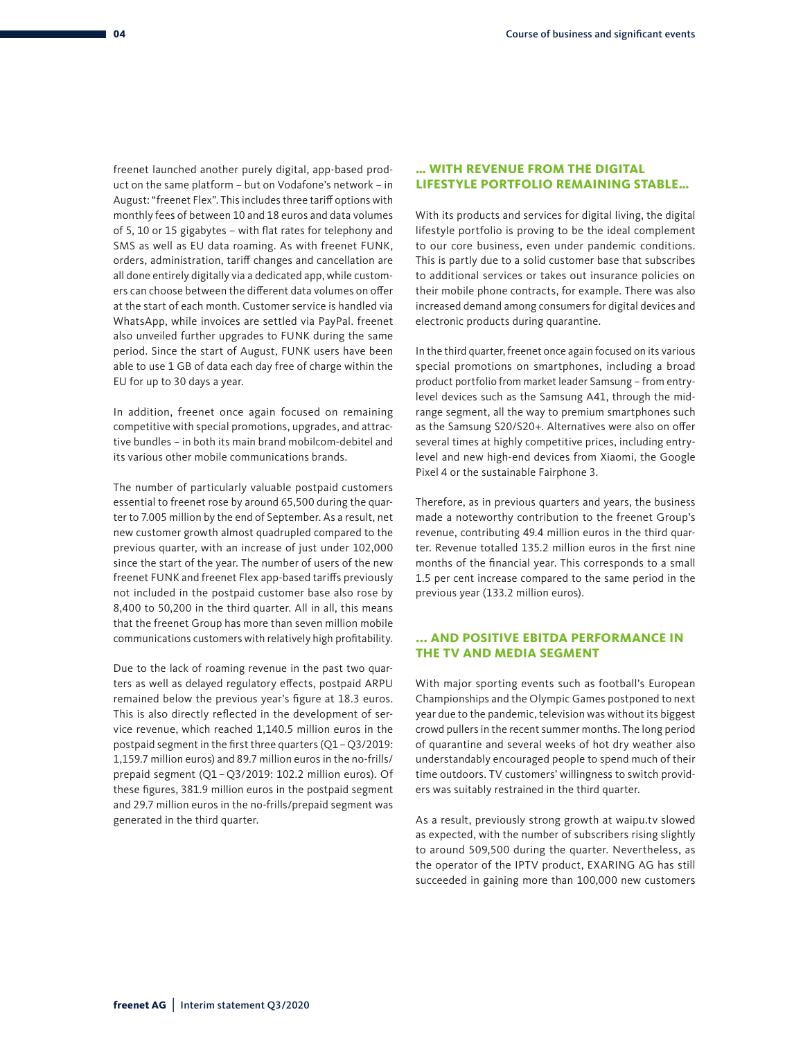freenet launched another purely digital, app-based product on the same platform – but on Vodafone's network – in August: "freenet Flex". This includes three tariff options with monthly fees of between 10 and 18 euros and data volumes of 5, 10 or 15 gigabytes – with flat rates for telephony and SMS as well as EU data roaming. As with freenet FUNK, orders, administration, tariff changes and cancellation are all done entirely digitally via a dedicated app, while customers can choose between the different data volumes on offer at the start of each month. Customer service is handled via WhatsApp, while invoices are settled via PayPal. freenet also unveiled further upgrades to FUNK during the same period. Since the start of August, FUNK users have been able to use 1 GB of data each day free of charge within the EU for up to 30 days a year.

In addition, freenet once again focused on remaining competitive with special promotions, upgrades, and attractive bundles – in both its main brand mobilcom-debitel and its various other mobile communications brands.

The number of particularly valuable postpaid customers essential to freenet rose by around 65,500 during the quarter to 7.005 million by the end of September. As a result, net new customer growth almost quadrupled compared to the previous quarter, with an increase of just under 102,000 since the start of the year. The number of users of the new freenet FUNK and freenet Flex app-based tariffs previously not included in the postpaid customer base also rose by 8,400 to 50,200 in the third quarter. All in all, this means that the freenet Group has more than seven million mobile communications customers with relatively high profitability.

Due to the lack of roaming revenue in the past two quarters as well as delayed regulatory effects, postpaid ARPU remained below the previous year's figure at 18.3 euros. This is also directly reflected in the development of service revenue, which reached 1,140.5 million euros in the postpaid segment in the first three quarters (Q1 – Q3/2019: 1,159.7 million euros) and 89.7 million euros in the no-frills/prepaid segment (Q1 – Q3/2019: 102.2 million euros). Of these figures, 381.9 million euros in the postpaid segment and 29.7 million euros in the no-frills/prepaid segment was generated in the third quarter.

## ... WITH REVENUE FROM THE DIGITAL LIFESTYLE PORTFOLIO REMAINING STABLE...

With its products and services for digital living, the digital lifestyle portfolio is proving to be the ideal complement to our core business, even under pandemic conditions. This is partly due to a solid customer base that subscribes to additional services or takes out insurance policies on their mobile phone contracts, for example. There was also increased demand among consumers for digital devices and electronic products during quarantine.

In the third quarter, freenet once again focused on its various special promotions on smartphones, including a broad product portfolio from market leader Samsung – from entry-level devices such as the Samsung A41, through the mid-range segment, all the way to premium smartphones such as the Samsung S20/S20+. Alternatives were also on offer several times at highly competitive prices, including entry-level and new high-end devices from Xiaomi, the Google Pixel 4 or the sustainable Fairphone 3.

Therefore, as in previous quarters and years, the business made a noteworthy contribution to the freenet Group's revenue, contributing 49.4 million euros in the third quarter. Revenue totalled 135.2 million euros in the first nine months of the financial year. This corresponds to a small 1.5 per cent increase compared to the same period in the previous year (133.2 million euros).

## ... AND POSITIVE EBITDA PERFORMANCE IN THE TV AND MEDIA SEGMENT

With major sporting events such as football's European Championships and the Olympic Games postponed to next year due to the pandemic, television was without its biggest crowd pullers in the recent summer months. The long period of quarantine and several weeks of hot dry weather also understandably encouraged people to spend much of their time outdoors. TV customers' willingness to switch providers was suitably restrained in the third quarter.

As a result, previously strong growth at waipu.tv slowed as expected, with the number of subscribers rising slightly to around 509,500 during the quarter. Nevertheless, as the operator of the IPTV product, EXARING AG has still succeeded in gaining more than 100,000 new customers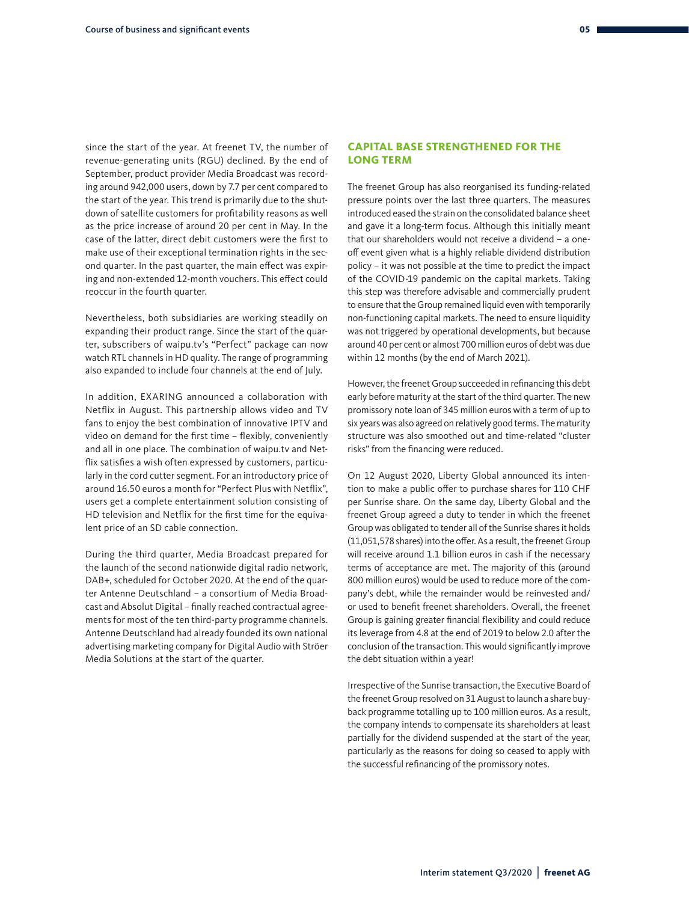since the start of the year. At freenet TV, the number of revenue-generating units (RGU) declined. By the end of September, product provider Media Broadcast was recording around 942,000 users, down by 7.7 per cent compared to the start of the year. This trend is primarily due to the shutdown of satellite customers for profitability reasons as well as the price increase of around 20 per cent in May. In the case of the latter, direct debit customers were the first to make use of their exceptional termination rights in the second quarter. In the past quarter, the main effect was expiring and non-extended 12-month vouchers. This effect could reoccur in the fourth quarter.

Nevertheless, both subsidiaries are working steadily on expanding their product range. Since the start of the quarter, subscribers of waipu.tv's "Perfect" package can now watch RTL channels in HD quality. The range of programming also expanded to include four channels at the end of July.

In addition, EXARING announced a collaboration with Netflix in August. This partnership allows video and TV fans to enjoy the best combination of innovative IPTV and video on demand for the first time – flexibly, conveniently and all in one place. The combination of waipu.tv and Netflix satisfies a wish often expressed by customers, particularly in the cord cutter segment. For an introductory price of around 16.50 euros a month for "Perfect Plus with Netflix", users get a complete entertainment solution consisting of HD television and Netflix for the first time for the equivalent price of an SD cable connection.

During the third quarter, Media Broadcast prepared for the launch of the second nationwide digital radio network, DAB+, scheduled for October 2020. At the end of the quarter Antenne Deutschland – a consortium of Media Broadcast and Absolut Digital – finally reached contractual agreements for most of the ten third-party programme channels. Antenne Deutschland had already founded its own national advertising marketing company for Digital Audio with Ströer Media Solutions at the start of the quarter.

## CAPITAL BASE STRENGTHENED FOR THE LONG TERM

The freenet Group has also reorganised its funding-related pressure points over the last three quarters. The measures introduced eased the strain on the consolidated balance sheet and gave it a long-term focus. Although this initially meant that our shareholders would not receive a dividend – a one-off event given what is a highly reliable dividend distribution policy – it was not possible at the time to predict the impact of the COVID-19 pandemic on the capital markets. Taking this step was therefore advisable and commercially prudent to ensure that the Group remained liquid even with temporarily non-functioning capital markets. The need to ensure liquidity was not triggered by operational developments, but because around 40 per cent or almost 700 million euros of debt was due within 12 months (by the end of March 2021).

However, the freenet Group succeeded in refinancing this debt early before maturity at the start of the third quarter. The new promissory note loan of 345 million euros with a term of up to six years was also agreed on relatively good terms. The maturity structure was also smoothed out and time-related "cluster risks" from the financing were reduced.

On 12 August 2020, Liberty Global announced its intention to make a public offer to purchase shares for 110 CHF per Sunrise share. On the same day, Liberty Global and the freenet Group agreed a duty to tender in which the freenet Group was obligated to tender all of the Sunrise shares it holds (11,051,578 shares) into the offer. As a result, the freenet Group will receive around 1.1 billion euros in cash if the necessary terms of acceptance are met. The majority of this (around 800 million euros) would be used to reduce more of the company's debt, while the remainder would be reinvested and/or used to benefit freenet shareholders. Overall, the freenet Group is gaining greater financial flexibility and could reduce its leverage from 4.8 at the end of 2019 to below 2.0 after the conclusion of the transaction. This would significantly improve the debt situation within a year!

Irrespective of the Sunrise transaction, the Executive Board of the freenet Group resolved on 31 August to launch a share buyback programme totalling up to 100 million euros. As a result, the company intends to compensate its shareholders at least partially for the dividend suspended at the start of the year, particularly as the reasons for doing so ceased to apply with the successful refinancing of the promissory notes.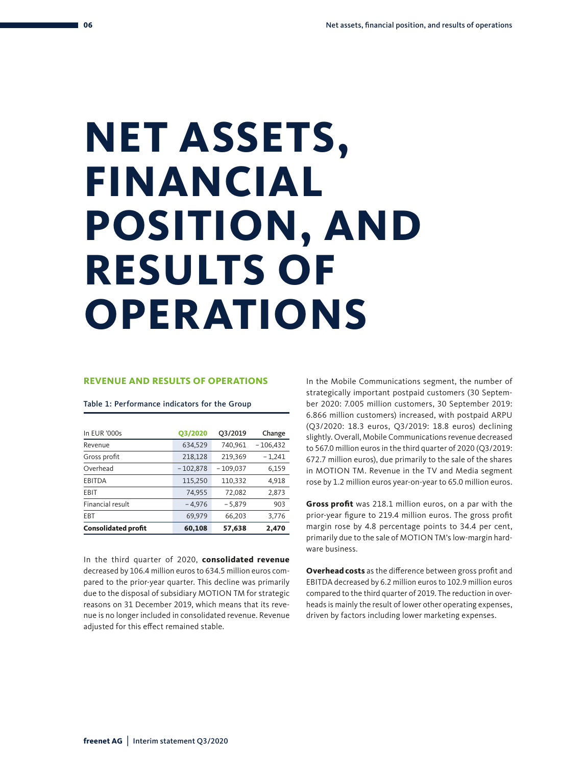# NET ASSETS, FINANCIAL POSITION, AND RESULTS OF OPERATIONS

## REVENUE AND RESULTS OF OPERATIONS

Table 1: Performance indicators for the Group

| In EUR '000s | Q3/2020 | Q3/2019 | Change |
|---|---|---|---|
| Revenue | 634,529 | 740,961 | – 106,432 |
| Gross profit | 218,128 | 219,369 | – 1,241 |
| Overhead | – 102,878 | – 109,037 | 6,159 |
| EBITDA | 115,250 | 110,332 | 4,918 |
| EBIT | 74,955 | 72,082 | 2,873 |
| Financial result | – 4,976 | – 5,879 | 903 |
| EBT | 69,979 | 66,203 | 3,776 |
| **Consolidated profit** | **60,108** | **57,638** | **2,470** |

In the third quarter of 2020, **consolidated revenue** decreased by 106.4 million euros to 634.5 million euros compared to the prior-year quarter. This decline was primarily due to the disposal of subsidiary MOTION TM for strategic reasons on 31 December 2019, which means that its revenue is no longer included in consolidated revenue. Revenue adjusted for this effect remained stable.

In the Mobile Communications segment, the number of strategically important postpaid customers (30 September 2020: 7.005 million customers, 30 September 2019: 6.866 million customers) increased, with postpaid ARPU (Q3/2020: 18.3 euros, Q3/2019: 18.8 euros) declining slightly. Overall, Mobile Communications revenue decreased to 567.0 million euros in the third quarter of 2020 (Q3/2019: 672.7 million euros), due primarily to the sale of the shares in MOTION TM. Revenue in the TV and Media segment rose by 1.2 million euros year-on-year to 65.0 million euros.

**Gross profit** was 218.1 million euros, on a par with the prior-year figure to 219.4 million euros. The gross profit margin rose by 4.8 percentage points to 34.4 per cent, primarily due to the sale of MOTION TM's low-margin hardware business.

**Overhead costs** as the difference between gross profit and EBITDA decreased by 6.2 million euros to 102.9 million euros compared to the third quarter of 2019. The reduction in overheads is mainly the result of lower other operating expenses, driven by factors including lower marketing expenses.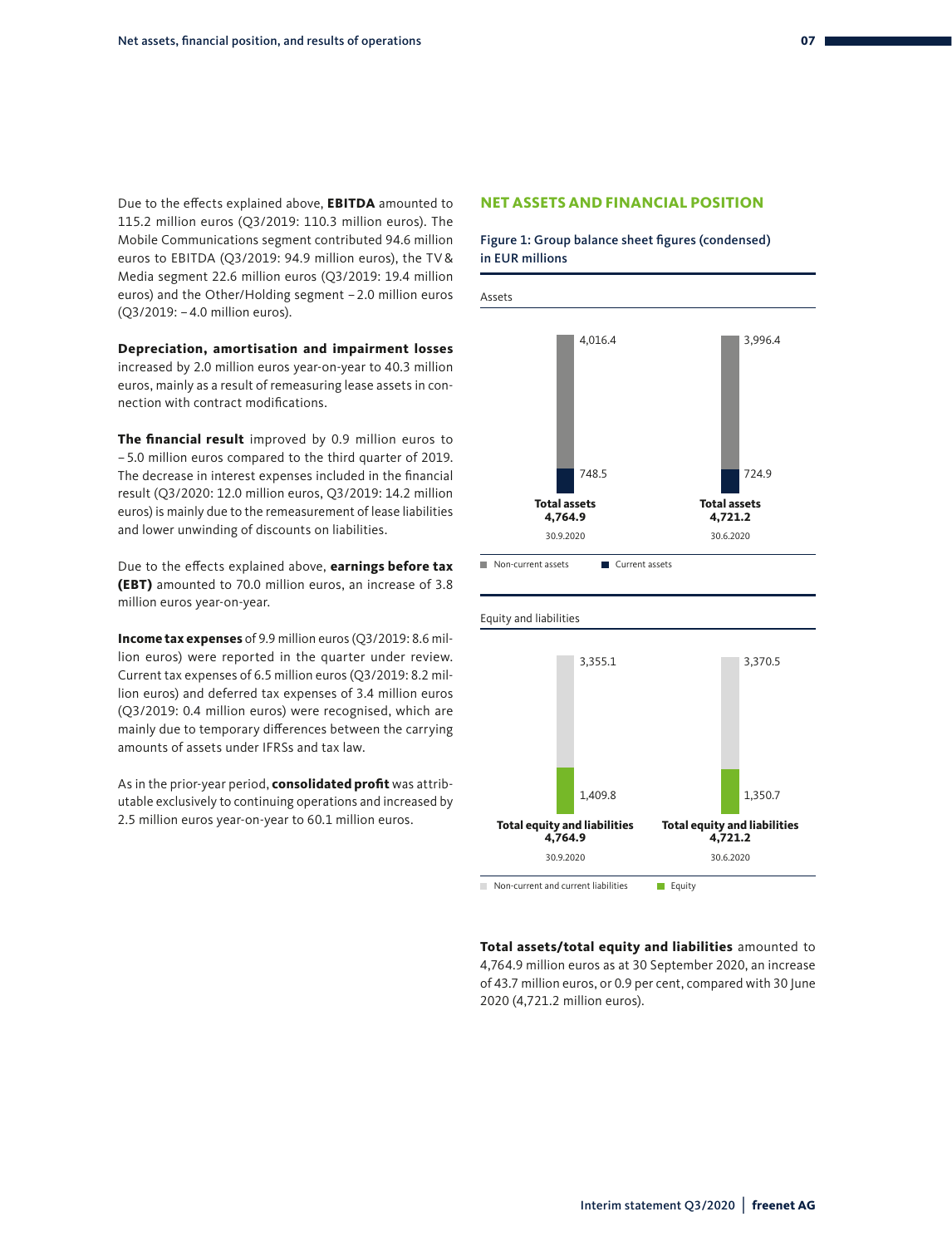Due to the effects explained above, **EBITDA** amounted to 115.2 million euros (Q3/2019: 110.3 million euros). The Mobile Communications segment contributed 94.6 million euros to EBITDA (Q3/2019: 94.9 million euros), the TV & Media segment 22.6 million euros (Q3/2019: 19.4 million euros) and the Other/Holding segment – 2.0 million euros (Q3/2019: – 4.0 million euros).

**Depreciation, amortisation and impairment losses** increased by 2.0 million euros year-on-year to 40.3 million euros, mainly as a result of remeasuring lease assets in connection with contract modifications.

**The financial result** improved by 0.9 million euros to – 5.0 million euros compared to the third quarter of 2019. The decrease in interest expenses included in the financial result (Q3/2020: 12.0 million euros, Q3/2019: 14.2 million euros) is mainly due to the remeasurement of lease liabilities and lower unwinding of discounts on liabilities.

Due to the effects explained above, **earnings before tax (EBT)** amounted to 70.0 million euros, an increase of 3.8 million euros year-on-year.

**Income tax expenses** of 9.9 million euros (Q3/2019: 8.6 million euros) were reported in the quarter under review. Current tax expenses of 6.5 million euros (Q3/2019: 8.2 million euros) and deferred tax expenses of 3.4 million euros (Q3/2019: 0.4 million euros) were recognised, which are mainly due to temporary differences between the carrying amounts of assets under IFRSs and tax law.

As in the prior-year period, **consolidated profit** was attributable exclusively to continuing operations and increased by 2.5 million euros year-on-year to 60.1 million euros.

## NET ASSETS AND FINANCIAL POSITION

**Figure 1: Group balance sheet figures (condensed) in EUR millions**

Assets

| | 30.9.2020 | 30.6.2020 |
|---|---|---|
| Non-current assets | 4,016.4 | 3,996.4 |
| Current assets | 748.5 | 724.9 |
| **Total assets** | **4,764.9** | **4,721.2** |

Equity and liabilities

| | 30.9.2020 | 30.6.2020 |
|---|---|---|
| Non-current and current liabilities | 3,355.1 | 3,370.5 |
| Equity | 1,409.8 | 1,350.7 |
| **Total equity and liabilities** | **4,764.9** | **4,721.2** |

**Total assets/total equity and liabilities** amounted to 4,764.9 million euros as at 30 September 2020, an increase of 43.7 million euros, or 0.9 per cent, compared with 30 June 2020 (4,721.2 million euros).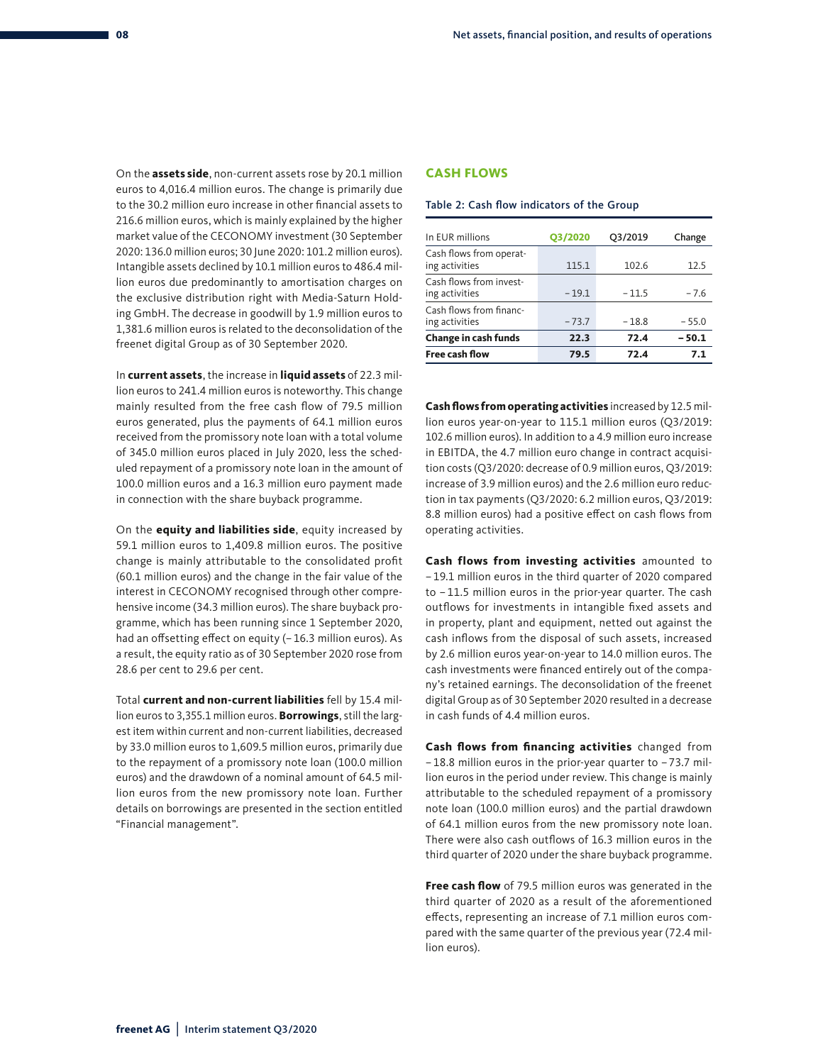On the **assets side**, non-current assets rose by 20.1 million euros to 4,016.4 million euros. The change is primarily due to the 30.2 million euro increase in other financial assets to 216.6 million euros, which is mainly explained by the higher market value of the CECONOMY investment (30 September 2020: 136.0 million euros; 30 June 2020: 101.2 million euros). Intangible assets declined by 10.1 million euros to 486.4 million euros due predominantly to amortisation charges on the exclusive distribution right with Media-Saturn Holding GmbH. The decrease in goodwill by 1.9 million euros to 1,381.6 million euros is related to the deconsolidation of the freenet digital Group as of 30 September 2020.

In **current assets**, the increase in **liquid assets** of 22.3 million euros to 241.4 million euros is noteworthy. This change mainly resulted from the free cash flow of 79.5 million euros generated, plus the payments of 64.1 million euros received from the promissory note loan with a total volume of 345.0 million euros placed in July 2020, less the scheduled repayment of a promissory note loan in the amount of 100.0 million euros and a 16.3 million euro payment made in connection with the share buyback programme.

On the **equity and liabilities side**, equity increased by 59.1 million euros to 1,409.8 million euros. The positive change is mainly attributable to the consolidated profit (60.1 million euros) and the change in the fair value of the interest in CECONOMY recognised through other comprehensive income (34.3 million euros). The share buyback programme, which has been running since 1 September 2020, had an offsetting effect on equity (– 16.3 million euros). As a result, the equity ratio as of 30 September 2020 rose from 28.6 per cent to 29.6 per cent.

Total **current and non-current liabilities** fell by 15.4 million euros to 3,355.1 million euros. **Borrowings**, still the largest item within current and non-current liabilities, decreased by 33.0 million euros to 1,609.5 million euros, primarily due to the repayment of a promissory note loan (100.0 million euros) and the drawdown of a nominal amount of 64.5 million euros from the new promissory note loan. Further details on borrowings are presented in the section entitled "Financial management".

## CASH FLOWS

Table 2: Cash flow indicators of the Group

| In EUR millions | Q3/2020 | Q3/2019 | Change |
|---|---|---|---|
| Cash flows from operating activities | 115.1 | 102.6 | 12.5 |
| Cash flows from investing activities | – 19.1 | – 11.5 | – 7.6 |
| Cash flows from financing activities | – 73.7 | – 18.8 | – 55.0 |
| **Change in cash funds** | **22.3** | **72.4** | **– 50.1** |
| **Free cash flow** | **79.5** | **72.4** | **7.1** |

**Cash flows from operating activities** increased by 12.5 million euros year-on-year to 115.1 million euros (Q3/2019: 102.6 million euros). In addition to a 4.9 million euro increase in EBITDA, the 4.7 million euro change in contract acquisition costs (Q3/2020: decrease of 0.9 million euros, Q3/2019: increase of 3.9 million euros) and the 2.6 million euro reduction in tax payments (Q3/2020: 6.2 million euros, Q3/2019: 8.8 million euros) had a positive effect on cash flows from operating activities.

**Cash flows from investing activities** amounted to – 19.1 million euros in the third quarter of 2020 compared to – 11.5 million euros in the prior-year quarter. The cash outflows for investments in intangible fixed assets and in property, plant and equipment, netted out against the cash inflows from the disposal of such assets, increased by 2.6 million euros year-on-year to 14.0 million euros. The cash investments were financed entirely out of the company's retained earnings. The deconsolidation of the freenet digital Group as of 30 September 2020 resulted in a decrease in cash funds of 4.4 million euros.

**Cash flows from financing activities** changed from – 18.8 million euros in the prior-year quarter to – 73.7 million euros in the period under review. This change is mainly attributable to the scheduled repayment of a promissory note loan (100.0 million euros) and the partial drawdown of 64.1 million euros from the new promissory note loan. There were also cash outflows of 16.3 million euros in the third quarter of 2020 under the share buyback programme.

**Free cash flow** of 79.5 million euros was generated in the third quarter of 2020 as a result of the aforementioned effects, representing an increase of 7.1 million euros compared with the same quarter of the previous year (72.4 million euros).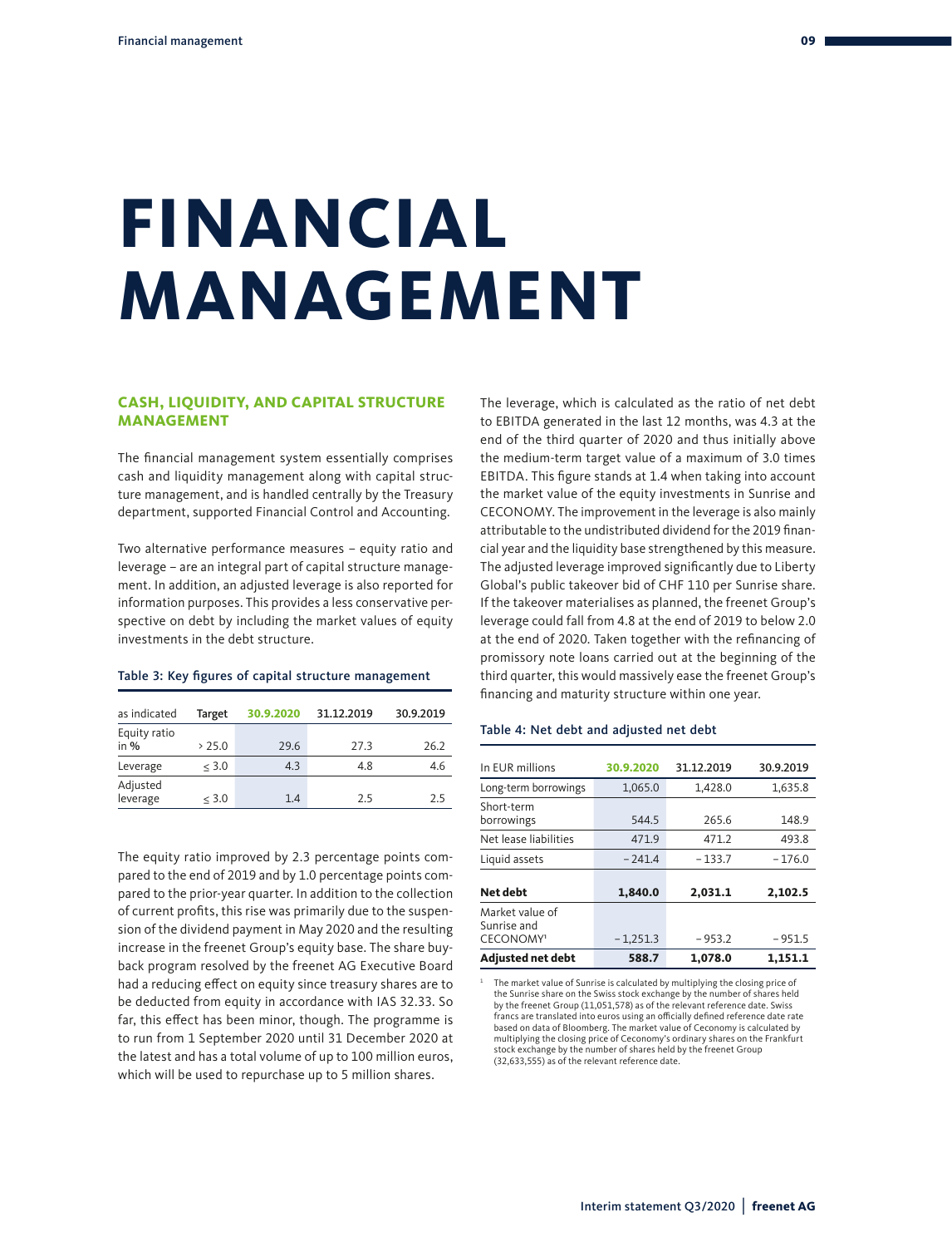# FINANCIAL MANAGEMENT

## CASH, LIQUIDITY, AND CAPITAL STRUCTURE MANAGEMENT

The financial management system essentially comprises cash and liquidity management along with capital structure management, and is handled centrally by the Treasury department, supported Financial Control and Accounting.

Two alternative performance measures – equity ratio and leverage – are an integral part of capital structure management. In addition, an adjusted leverage is also reported for information purposes. This provides a less conservative perspective on debt by including the market values of equity investments in the debt structure.

Table 3: Key figures of capital structure management

| as indicated | Target | 30.9.2020 | 31.12.2019 | 30.9.2019 |
|---|---|---|---|---|
| Equity ratio in % | > 25.0 | 29.6 | 27.3 | 26.2 |
| Leverage | ≤ 3.0 | 4.3 | 4.8 | 4.6 |
| Adjusted leverage | ≤ 3.0 | 1.4 | 2.5 | 2.5 |

The equity ratio improved by 2.3 percentage points compared to the end of 2019 and by 1.0 percentage points compared to the prior-year quarter. In addition to the collection of current profits, this rise was primarily due to the suspension of the dividend payment in May 2020 and the resulting increase in the freenet Group's equity base. The share buyback program resolved by the freenet AG Executive Board had a reducing effect on equity since treasury shares are to be deducted from equity in accordance with IAS 32.33. So far, this effect has been minor, though. The programme is to run from 1 September 2020 until 31 December 2020 at the latest and has a total volume of up to 100 million euros, which will be used to repurchase up to 5 million shares.

The leverage, which is calculated as the ratio of net debt to EBITDA generated in the last 12 months, was 4.3 at the end of the third quarter of 2020 and thus initially above the medium-term target value of a maximum of 3.0 times EBITDA. This figure stands at 1.4 when taking into account the market value of the equity investments in Sunrise and CECONOMY. The improvement in the leverage is also mainly attributable to the undistributed dividend for the 2019 financial year and the liquidity base strengthened by this measure. The adjusted leverage improved significantly due to Liberty Global's public takeover bid of CHF 110 per Sunrise share. If the takeover materialises as planned, the freenet Group's leverage could fall from 4.8 at the end of 2019 to below 2.0 at the end of 2020. Taken together with the refinancing of promissory note loans carried out at the beginning of the third quarter, this would massively ease the freenet Group's financing and maturity structure within one year.

Table 4: Net debt and adjusted net debt

| In EUR millions | 30.9.2020 | 31.12.2019 | 30.9.2019 |
|---|---|---|---|
| Long-term borrowings | 1,065.0 | 1,428.0 | 1,635.8 |
| Short-term borrowings | 544.5 | 265.6 | 148.9 |
| Net lease liabilities | 471.9 | 471.2 | 493.8 |
| Liquid assets | – 241.4 | – 133.7 | – 176.0 |
| **Net debt** | **1,840.0** | **2,031.1** | **2,102.5** |
| Market value of Sunrise and CECONOMY[1] | – 1,251.3 | – 953.2 | – 951.5 |
| **Adjusted net debt** | **588.7** | **1,078.0** | **1,151.1** |

[1] The market value of Sunrise is calculated by multiplying the closing price of the Sunrise share on the Swiss stock exchange by the number of shares held by the freenet Group (11,051,578) as of the relevant reference date. Swiss francs are translated into euros using an officially defined reference date rate based on data of Bloomberg. The market value of Ceconomy is calculated by multiplying the closing price of Ceconomy's ordinary shares on the Frankfurt stock exchange by the number of shares held by the freenet Group (32,633,555) as of the relevant reference date.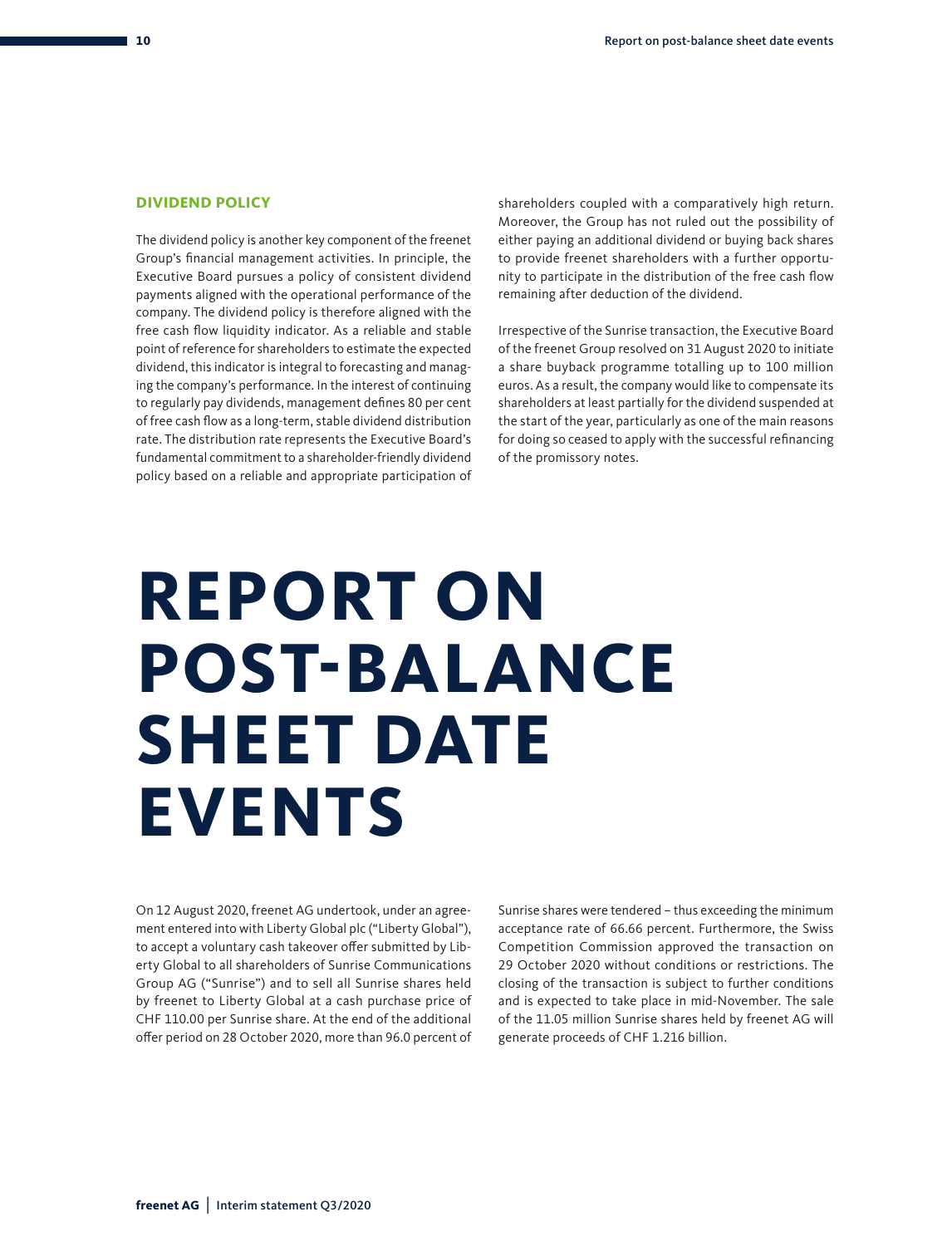## DIVIDEND POLICY

The dividend policy is another key component of the freenet Group's financial management activities. In principle, the Executive Board pursues a policy of consistent dividend payments aligned with the operational performance of the company. The dividend policy is therefore aligned with the free cash flow liquidity indicator. As a reliable and stable point of reference for shareholders to estimate the expected dividend, this indicator is integral to forecasting and managing the company's performance. In the interest of continuing to regularly pay dividends, management defines 80 per cent of free cash flow as a long-term, stable dividend distribution rate. The distribution rate represents the Executive Board's fundamental commitment to a shareholder-friendly dividend policy based on a reliable and appropriate participation of shareholders coupled with a comparatively high return. Moreover, the Group has not ruled out the possibility of either paying an additional dividend or buying back shares to provide freenet shareholders with a further opportunity to participate in the distribution of the free cash flow remaining after deduction of the dividend.

Irrespective of the Sunrise transaction, the Executive Board of the freenet Group resolved on 31 August 2020 to initiate a share buyback programme totalling up to 100 million euros. As a result, the company would like to compensate its shareholders at least partially for the dividend suspended at the start of the year, particularly as one of the main reasons for doing so ceased to apply with the successful refinancing of the promissory notes.

# REPORT ON POST-BALANCE SHEET DATE EVENTS

On 12 August 2020, freenet AG undertook, under an agreement entered into with Liberty Global plc ("Liberty Global"), to accept a voluntary cash takeover offer submitted by Liberty Global to all shareholders of Sunrise Communications Group AG ("Sunrise") and to sell all Sunrise shares held by freenet to Liberty Global at a cash purchase price of CHF 110.00 per Sunrise share. At the end of the additional offer period on 28 October 2020, more than 96.0 percent of Sunrise shares were tendered – thus exceeding the minimum acceptance rate of 66.66 percent. Furthermore, the Swiss Competition Commission approved the transaction on 29 October 2020 without conditions or restrictions. The closing of the transaction is subject to further conditions and is expected to take place in mid-November. The sale of the 11.05 million Sunrise shares held by freenet AG will generate proceeds of CHF 1.216 billion.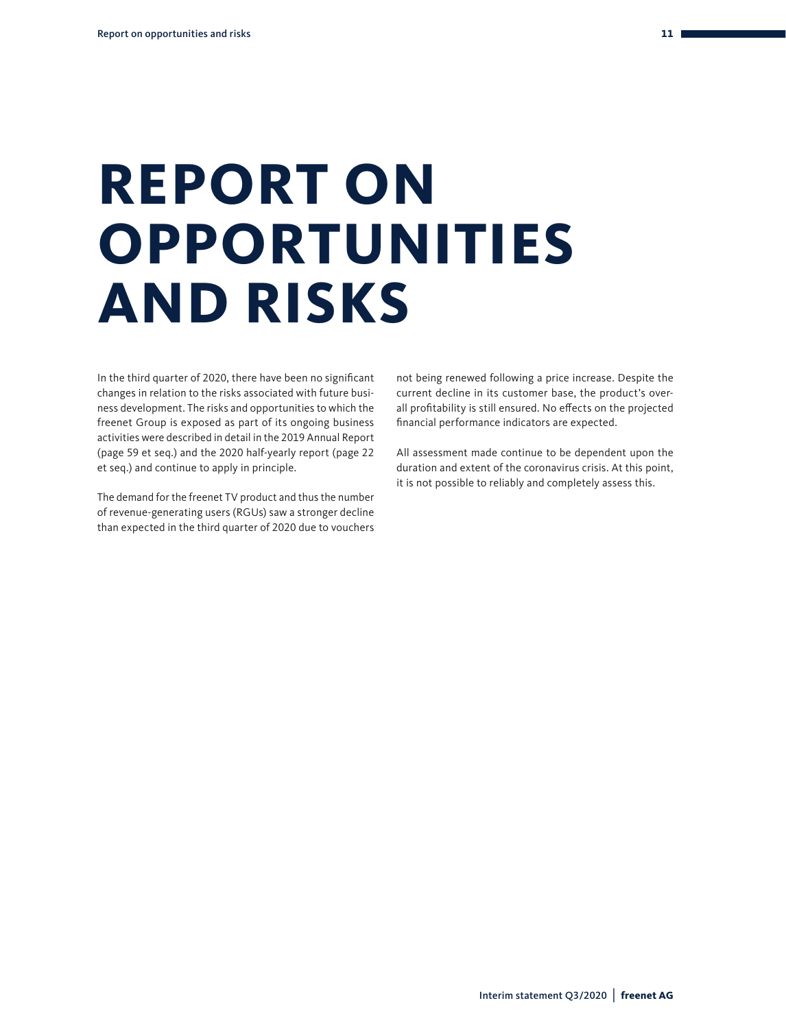# REPORT ON OPPORTUNITIES AND RISKS

In the third quarter of 2020, there have been no significant changes in relation to the risks associated with future business development. The risks and opportunities to which the freenet Group is exposed as part of its ongoing business activities were described in detail in the 2019 Annual Report (page 59 et seq.) and the 2020 half-yearly report (page 22 et seq.) and continue to apply in principle.

The demand for the freenet TV product and thus the number of revenue-generating users (RGUs) saw a stronger decline than expected in the third quarter of 2020 due to vouchers not being renewed following a price increase. Despite the current decline in its customer base, the product's overall profitability is still ensured. No effects on the projected financial performance indicators are expected.

All assessment made continue to be dependent upon the duration and extent of the coronavirus crisis. At this point, it is not possible to reliably and completely assess this.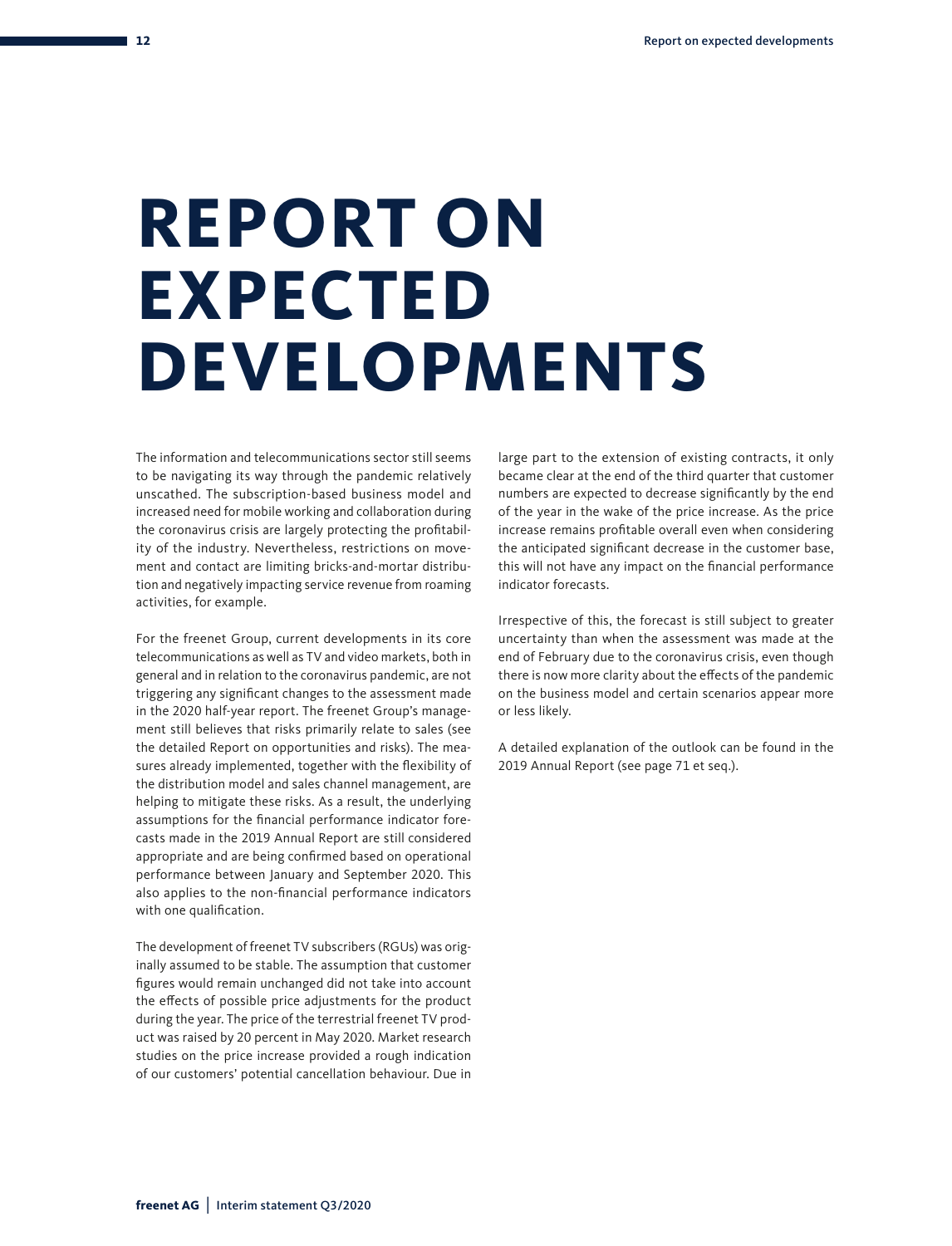# REPORT ON EXPECTED DEVELOPMENTS

The information and telecommunications sector still seems to be navigating its way through the pandemic relatively unscathed. The subscription-based business model and increased need for mobile working and collaboration during the coronavirus crisis are largely protecting the profitability of the industry. Nevertheless, restrictions on movement and contact are limiting bricks-and-mortar distribution and negatively impacting service revenue from roaming activities, for example.

For the freenet Group, current developments in its core telecommunications as well as TV and video markets, both in general and in relation to the coronavirus pandemic, are not triggering any significant changes to the assessment made in the 2020 half-year report. The freenet Group's management still believes that risks primarily relate to sales (see the detailed Report on opportunities and risks). The measures already implemented, together with the flexibility of the distribution model and sales channel management, are helping to mitigate these risks. As a result, the underlying assumptions for the financial performance indicator forecasts made in the 2019 Annual Report are still considered appropriate and are being confirmed based on operational performance between January and September 2020. This also applies to the non-financial performance indicators with one qualification.

The development of freenet TV subscribers (RGUs) was originally assumed to be stable. The assumption that customer figures would remain unchanged did not take into account the effects of possible price adjustments for the product during the year. The price of the terrestrial freenet TV product was raised by 20 percent in May 2020. Market research studies on the price increase provided a rough indication of our customers' potential cancellation behaviour. Due in large part to the extension of existing contracts, it only became clear at the end of the third quarter that customer numbers are expected to decrease significantly by the end of the year in the wake of the price increase. As the price increase remains profitable overall even when considering the anticipated significant decrease in the customer base, this will not have any impact on the financial performance indicator forecasts.

Irrespective of this, the forecast is still subject to greater uncertainty than when the assessment was made at the end of February due to the coronavirus crisis, even though there is now more clarity about the effects of the pandemic on the business model and certain scenarios appear more or less likely.

A detailed explanation of the outlook can be found in the 2019 Annual Report (see page 71 et seq.).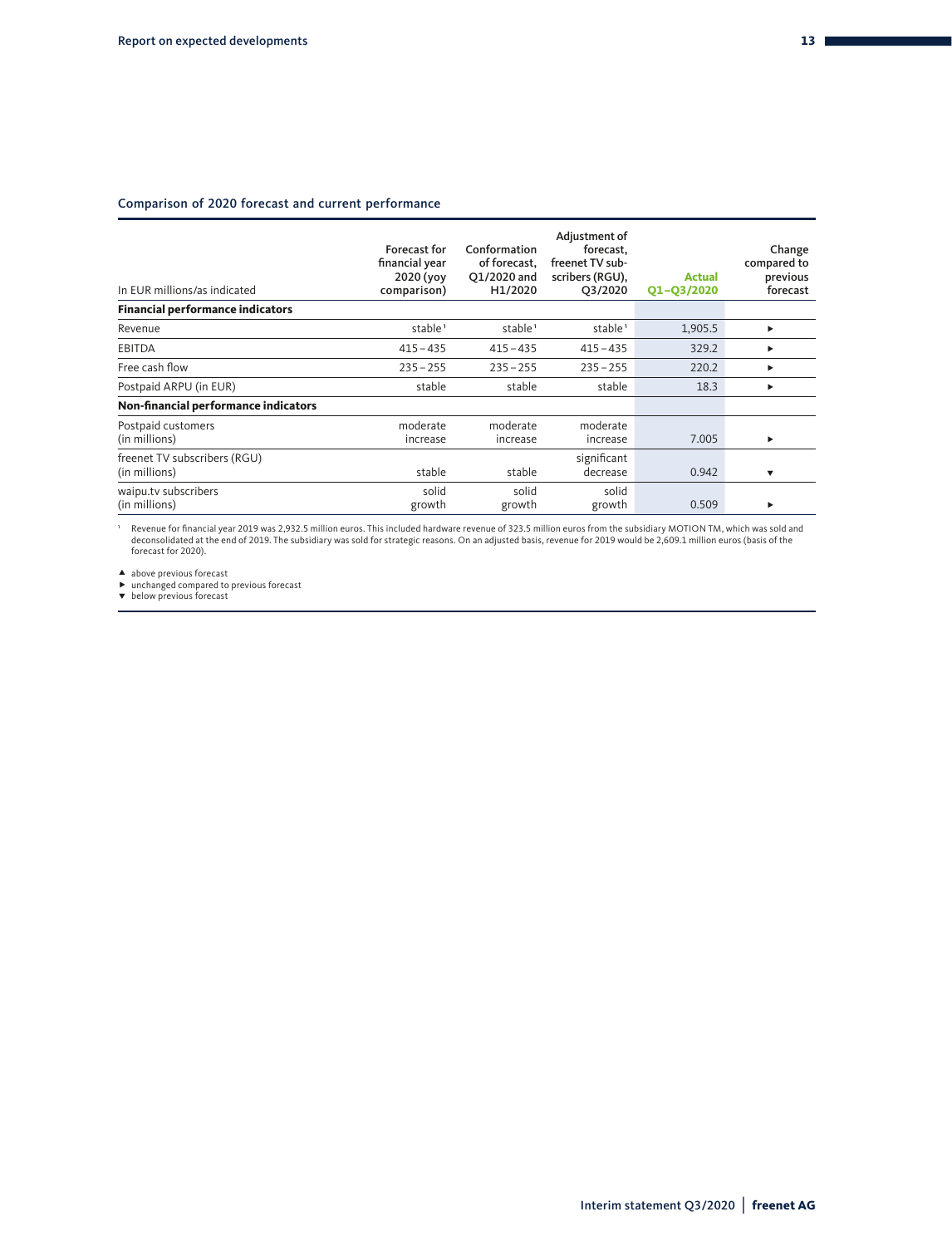## Comparison of 2020 forecast and current performance

| In EUR millions/as indicated | Forecast for financial year 2020 (yoy comparison) | Conformation of forecast, Q1/2020 and H1/2020 | Adjustment of forecast, freenet TV subscribers (RGU), Q3/2020 | Actual Q1–Q3/2020 | Change compared to previous forecast |
|---|---|---|---|---|---|
| **Financial performance indicators** | | | | | |
| Revenue | stable[1] | stable[1] | stable[1] | 1,905.5 | ▶ |
| EBITDA | 415 – 435 | 415 – 435 | 415 – 435 | 329.2 | ▶ |
| Free cash flow | 235 – 255 | 235 – 255 | 235 – 255 | 220.2 | ▶ |
| Postpaid ARPU (in EUR) | stable | stable | stable | 18.3 | ▶ |
| **Non-financial performance indicators** | | | | | |
| Postpaid customers (in millions) | moderate increase | moderate increase | moderate increase | 7.005 | ▶ |
| freenet TV subscribers (RGU) (in millions) | stable | stable | significant decrease | 0.942 | ▼ |
| waipu.tv subscribers (in millions) | solid growth | solid growth | solid growth | 0.509 | ▶ |

[1] Revenue for financial year 2019 was 2,932.5 million euros. This included hardware revenue of 323.5 million euros from the subsidiary MOTION TM, which was sold and deconsolidated at the end of 2019. The subsidiary was sold for strategic reasons. On an adjusted basis, revenue for 2019 would be 2,609.1 million euros (basis of the forecast for 2020).

▲ above previous forecast
▶ unchanged compared to previous forecast
▼ below previous forecast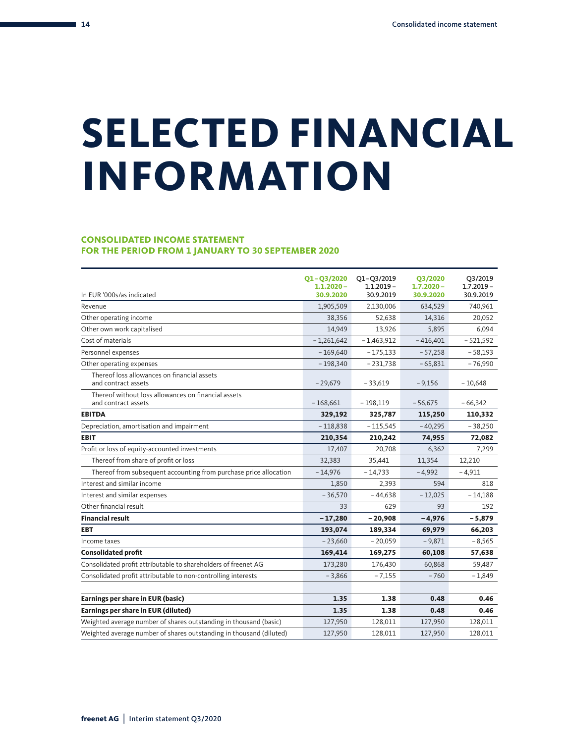# SELECTED FINANCIAL INFORMATION

## CONSOLIDATED INCOME STATEMENT FOR THE PERIOD FROM 1 JANUARY TO 30 SEPTEMBER 2020

| In EUR '000s/as indicated | Q1–Q3/2020 1.1.2020 – 30.9.2020 | Q1–Q3/2019 1.1.2019 – 30.9.2019 | Q3/2020 1.7.2020 – 30.9.2020 | Q3/2019 1.7.2019 – 30.9.2019 |
|---|---|---|---|---|
| Revenue | 1,905,509 | 2,130,006 | 634,529 | 740,961 |
| Other operating income | 38,356 | 52,638 | 14,316 | 20,052 |
| Other own work capitalised | 14,949 | 13,926 | 5,895 | 6,094 |
| Cost of materials | –1,261,642 | –1,463,912 | –416,401 | –521,592 |
| Personnel expenses | –169,640 | –175,133 | –57,258 | –58,193 |
| Other operating expenses | –198,340 | –231,738 | –65,831 | –76,990 |
| Thereof loss allowances on financial assets and contract assets | –29,679 | –33,619 | –9,156 | –10,648 |
| Thereof without loss allowances on financial assets and contract assets | –168,661 | –198,119 | –56,675 | –66,342 |
| **EBITDA** | **329,192** | **325,787** | **115,250** | **110,332** |
| Depreciation, amortisation and impairment | –118,838 | –115,545 | –40,295 | –38,250 |
| **EBIT** | **210,354** | **210,242** | **74,955** | **72,082** |
| Profit or loss of equity-accounted investments | 17,407 | 20,708 | 6,362 | 7,299 |
| Thereof from share of profit or loss | 32,383 | 35,441 | 11,354 | 12,210 |
| Thereof from subsequent accounting from purchase price allocation | –14,976 | –14,733 | –4,992 | –4,911 |
| Interest and similar income | 1,850 | 2,393 | 594 | 818 |
| Interest and similar expenses | –36,570 | –44,638 | –12,025 | –14,188 |
| Other financial result | 33 | 629 | 93 | 192 |
| **Financial result** | **–17,280** | **–20,908** | **–4,976** | **–5,879** |
| **EBT** | **193,074** | **189,334** | **69,979** | **66,203** |
| Income taxes | –23,660 | –20,059 | –9,871 | –8,565 |
| **Consolidated profit** | **169,414** | **169,275** | **60,108** | **57,638** |
| Consolidated profit attributable to shareholders of freenet AG | 173,280 | 176,430 | 60,868 | 59,487 |
| Consolidated profit attributable to non-controlling interests | –3,866 | –7,155 | –760 | –1,849 |
| | | | | |
| **Earnings per share in EUR (basic)** | **1.35** | **1.38** | **0.48** | **0.46** |
| **Earnings per share in EUR (diluted)** | **1.35** | **1.38** | **0.48** | **0.46** |
| Weighted average number of shares outstanding in thousand (basic) | 127,950 | 128,011 | 127,950 | 128,011 |
| Weighted average number of shares outstanding in thousand (diluted) | 127,950 | 128,011 | 127,950 | 128,011 |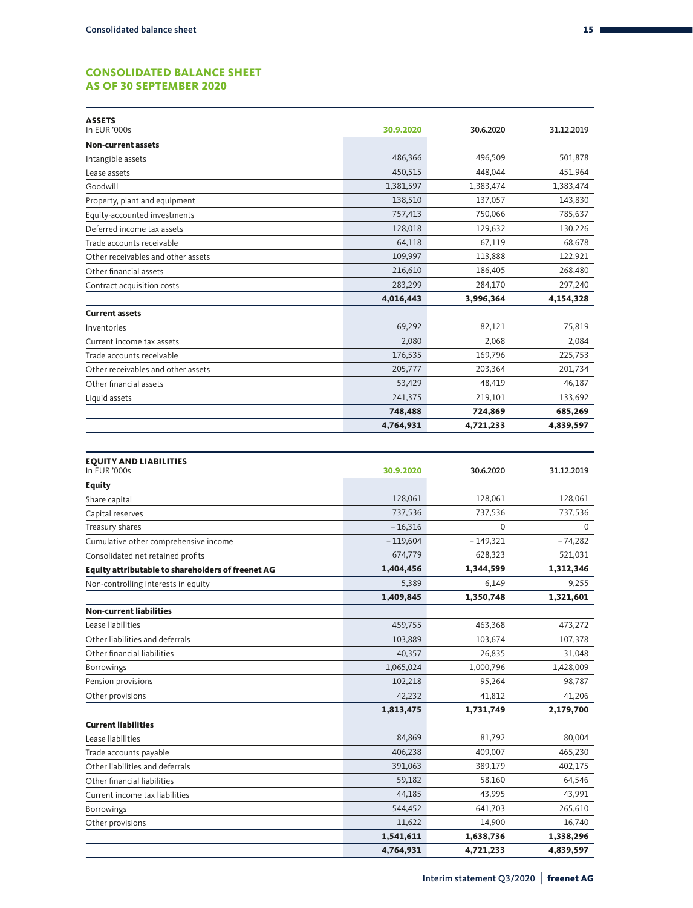## CONSOLIDATED BALANCE SHEET AS OF 30 SEPTEMBER 2020

| ASSETS In EUR '000s | 30.9.2020 | 30.6.2020 | 31.12.2019 |
|---|---|---|---|
| **Non-current assets** | | | |
| Intangible assets | 486,366 | 496,509 | 501,878 |
| Lease assets | 450,515 | 448,044 | 451,964 |
| Goodwill | 1,381,597 | 1,383,474 | 1,383,474 |
| Property, plant and equipment | 138,510 | 137,057 | 143,830 |
| Equity-accounted investments | 757,413 | 750,066 | 785,637 |
| Deferred income tax assets | 128,018 | 129,632 | 130,226 |
| Trade accounts receivable | 64,118 | 67,119 | 68,678 |
| Other receivables and other assets | 109,997 | 113,888 | 122,921 |
| Other financial assets | 216,610 | 186,405 | 268,480 |
| Contract acquisition costs | 283,299 | 284,170 | 297,240 |
| | **4,016,443** | **3,996,364** | **4,154,328** |
| **Current assets** | | | |
| Inventories | 69,292 | 82,121 | 75,819 |
| Current income tax assets | 2,080 | 2,068 | 2,084 |
| Trade accounts receivable | 176,535 | 169,796 | 225,753 |
| Other receivables and other assets | 205,777 | 203,364 | 201,734 |
| Other financial assets | 53,429 | 48,419 | 46,187 |
| Liquid assets | 241,375 | 219,101 | 133,692 |
| | **748,488** | **724,869** | **685,269** |
| | **4,764,931** | **4,721,233** | **4,839,597** |

| EQUITY AND LIABILITIES In EUR '000s | 30.9.2020 | 30.6.2020 | 31.12.2019 |
|---|---|---|---|
| **Equity** | | | |
| Share capital | 128,061 | 128,061 | 128,061 |
| Capital reserves | 737,536 | 737,536 | 737,536 |
| Treasury shares | – 16,316 | 0 | 0 |
| Cumulative other comprehensive income | – 119,604 | – 149,321 | – 74,282 |
| Consolidated net retained profits | 674,779 | 628,323 | 521,031 |
| **Equity attributable to shareholders of freenet AG** | **1,404,456** | **1,344,599** | **1,312,346** |
| Non-controlling interests in equity | 5,389 | 6,149 | 9,255 |
| | **1,409,845** | **1,350,748** | **1,321,601** |
| **Non-current liabilities** | | | |
| Lease liabilities | 459,755 | 463,368 | 473,272 |
| Other liabilities and deferrals | 103,889 | 103,674 | 107,378 |
| Other financial liabilities | 40,357 | 26,835 | 31,048 |
| Borrowings | 1,065,024 | 1,000,796 | 1,428,009 |
| Pension provisions | 102,218 | 95,264 | 98,787 |
| Other provisions | 42,232 | 41,812 | 41,206 |
| | **1,813,475** | **1,731,749** | **2,179,700** |
| **Current liabilities** | | | |
| Lease liabilities | 84,869 | 81,792 | 80,004 |
| Trade accounts payable | 406,238 | 409,007 | 465,230 |
| Other liabilities and deferrals | 391,063 | 389,179 | 402,175 |
| Other financial liabilities | 59,182 | 58,160 | 64,546 |
| Current income tax liabilities | 44,185 | 43,995 | 43,991 |
| Borrowings | 544,452 | 641,703 | 265,610 |
| Other provisions | 11,622 | 14,900 | 16,740 |
| | **1,541,611** | **1,638,736** | **1,338,296** |
| | **4,764,931** | **4,721,233** | **4,839,597** |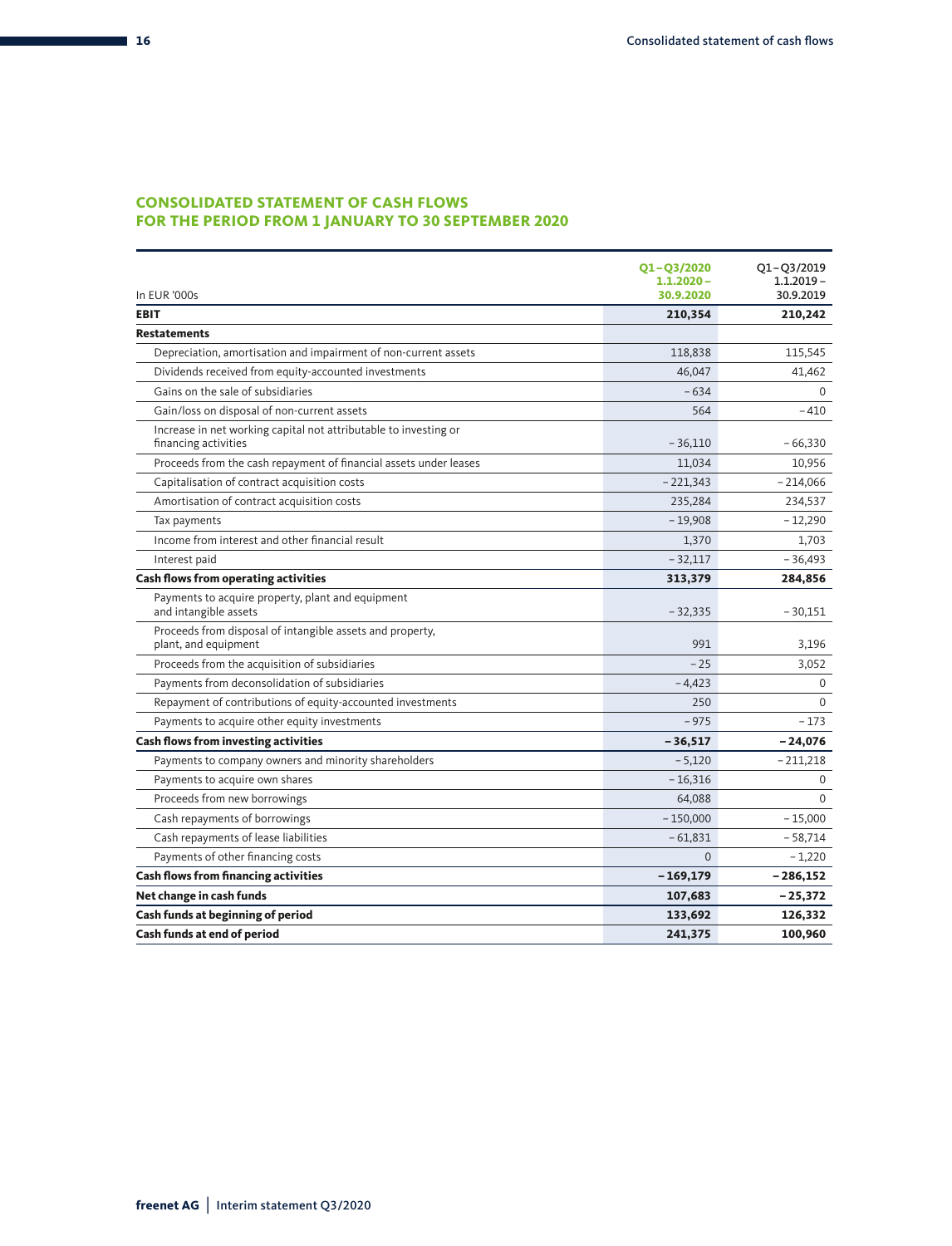## CONSOLIDATED STATEMENT OF CASH FLOWS FOR THE PERIOD FROM 1 JANUARY TO 30 SEPTEMBER 2020

| In EUR '000s | **Q1 – Q3/2020 1.1.2020 – 30.9.2020** | Q1 – Q3/2019 1.1.2019 – 30.9.2019 |
|---|---|---|
| **EBIT** | **210,354** | **210,242** |
| **Restatements** | | |
| Depreciation, amortisation and impairment of non-current assets | 118,838 | 115,545 |
| Dividends received from equity-accounted investments | 46,047 | 41,462 |
| Gains on the sale of subsidiaries | – 634 | 0 |
| Gain/loss on disposal of non-current assets | 564 | – 410 |
| Increase in net working capital not attributable to investing or financing activities | – 36,110 | – 66,330 |
| Proceeds from the cash repayment of financial assets under leases | 11,034 | 10,956 |
| Capitalisation of contract acquisition costs | – 221,343 | – 214,066 |
| Amortisation of contract acquisition costs | 235,284 | 234,537 |
| Tax payments | – 19,908 | – 12,290 |
| Income from interest and other financial result | 1,370 | 1,703 |
| Interest paid | – 32,117 | – 36,493 |
| **Cash flows from operating activities** | **313,379** | **284,856** |
| Payments to acquire property, plant and equipment and intangible assets | – 32,335 | – 30,151 |
| Proceeds from disposal of intangible assets and property, plant, and equipment | 991 | 3,196 |
| Proceeds from the acquisition of subsidiaries | – 25 | 3,052 |
| Payments from deconsolidation of subsidiaries | – 4,423 | 0 |
| Repayment of contributions of equity-accounted investments | 250 | 0 |
| Payments to acquire other equity investments | – 975 | – 173 |
| **Cash flows from investing activities** | **– 36,517** | **– 24,076** |
| Payments to company owners and minority shareholders | – 5,120 | – 211,218 |
| Payments to acquire own shares | – 16,316 | 0 |
| Proceeds from new borrowings | 64,088 | 0 |
| Cash repayments of borrowings | – 150,000 | – 15,000 |
| Cash repayments of lease liabilities | – 61,831 | – 58,714 |
| Payments of other financing costs | 0 | – 1,220 |
| **Cash flows from financing activities** | **– 169,179** | **– 286,152** |
| **Net change in cash funds** | **107,683** | **– 25,372** |
| **Cash funds at beginning of period** | **133,692** | **126,332** |
| **Cash funds at end of period** | **241,375** | **100,960** |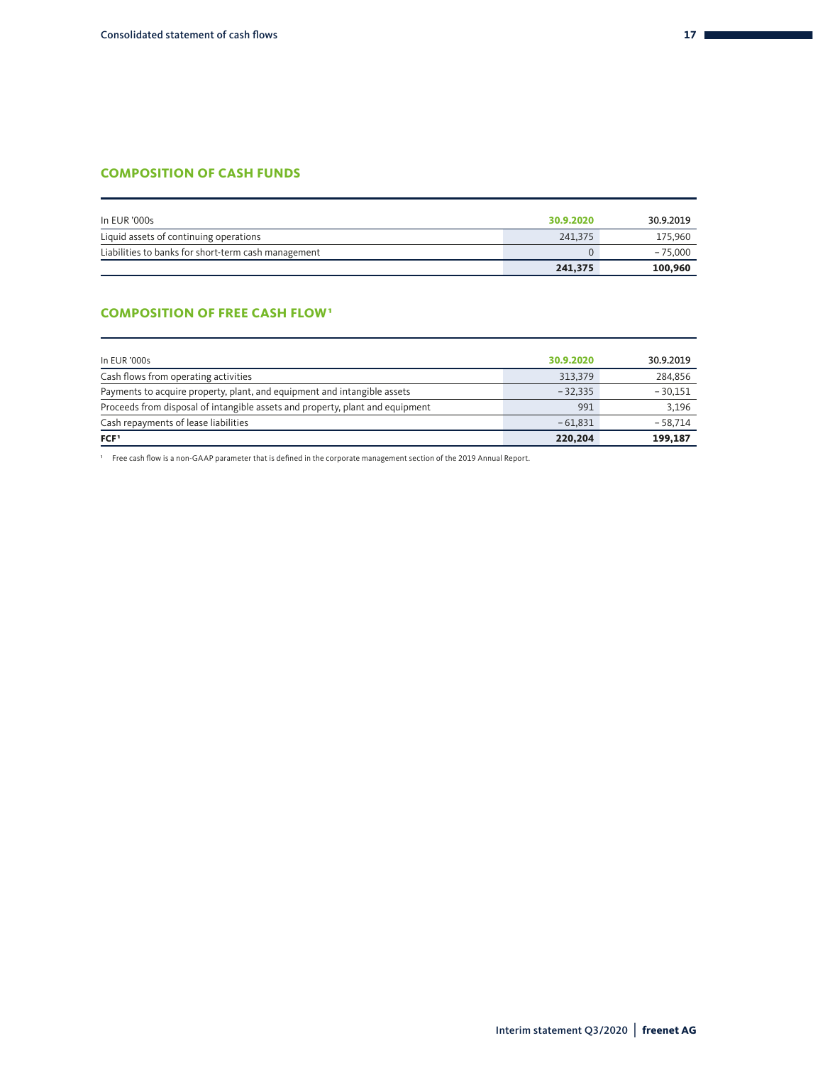## COMPOSITION OF CASH FUNDS

| In EUR '000s | 30.9.2020 | 30.9.2019 |
|---|---|---|
| Liquid assets of continuing operations | 241,375 | 175,960 |
| Liabilities to banks for short-term cash management | 0 | – 75,000 |
| | **241,375** | **100,960** |

## COMPOSITION OF FREE CASH FLOW[1]

| In EUR '000s | 30.9.2020 | 30.9.2019 |
|---|---|---|
| Cash flows from operating activities | 313,379 | 284,856 |
| Payments to acquire property, plant, and equipment and intangible assets | – 32,335 | – 30,151 |
| Proceeds from disposal of intangible assets and property, plant and equipment | 991 | 3,196 |
| Cash repayments of lease liabilities | – 61,831 | – 58,714 |
| **FCF[1]** | **220,204** | **199,187** |

[1] Free cash flow is a non-GAAP parameter that is defined in the corporate management section of the 2019 Annual Report.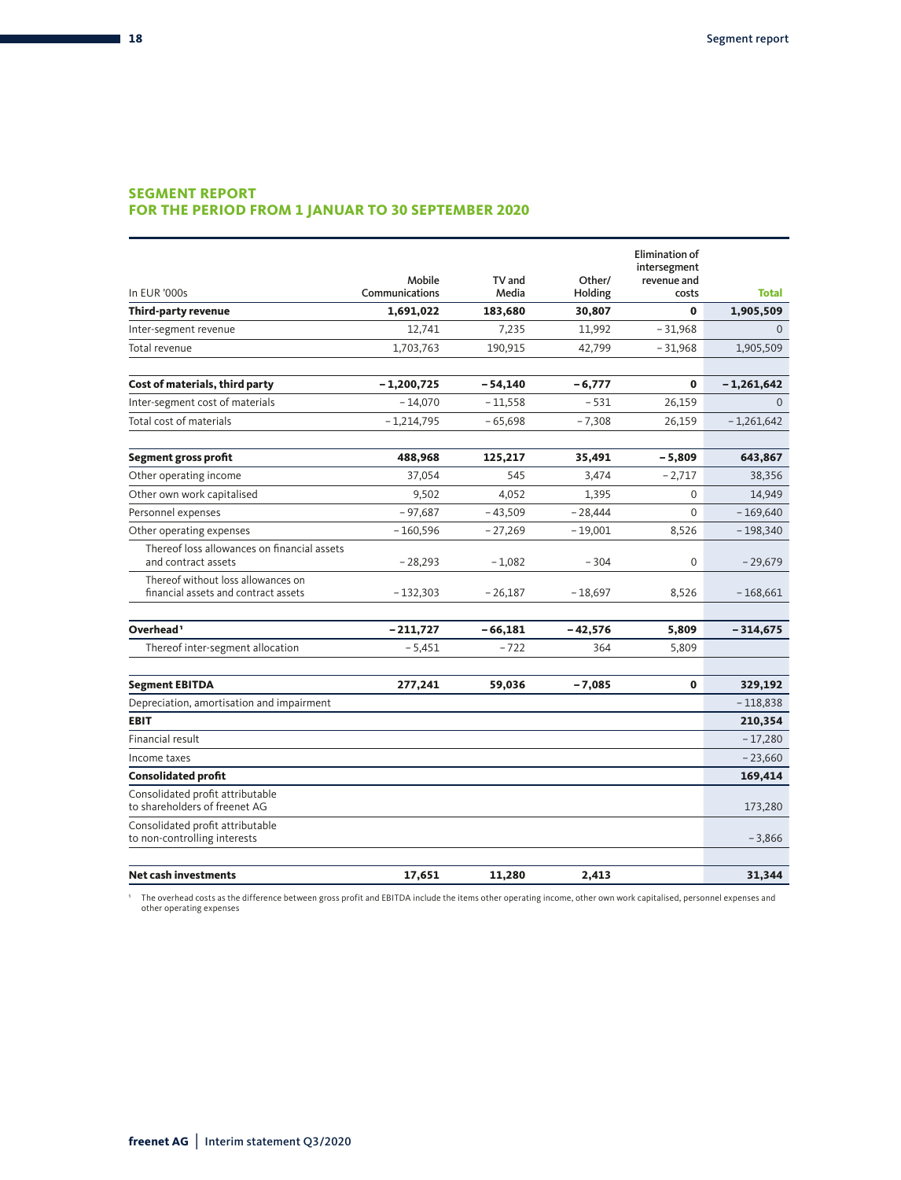## SEGMENT REPORT
## FOR THE PERIOD FROM 1 JANUAR TO 30 SEPTEMBER 2020

| In EUR '000s | Mobile Communications | TV and Media | Other/ Holding | Elimination of intersegment revenue and costs | Total |
|---|---|---|---|---|---|
| **Third-party revenue** | **1,691,022** | **183,680** | **30,807** | **0** | **1,905,509** |
| Inter-segment revenue | 12,741 | 7,235 | 11,992 | – 31,968 | 0 |
| Total revenue | 1,703,763 | 190,915 | 42,799 | – 31,968 | 1,905,509 |
| | | | | | |
| **Cost of materials, third party** | **– 1,200,725** | **– 54,140** | **– 6,777** | **0** | **– 1,261,642** |
| Inter-segment cost of materials | – 14,070 | – 11,558 | – 531 | 26,159 | 0 |
| Total cost of materials | – 1,214,795 | – 65,698 | – 7,308 | 26,159 | – 1,261,642 |
| | | | | | |
| **Segment gross profit** | **488,968** | **125,217** | **35,491** | **– 5,809** | **643,867** |
| Other operating income | 37,054 | 545 | 3,474 | – 2,717 | 38,356 |
| Other own work capitalised | 9,502 | 4,052 | 1,395 | 0 | 14,949 |
| Personnel expenses | – 97,687 | – 43,509 | – 28,444 | 0 | – 169,640 |
| Other operating expenses | – 160,596 | – 27,269 | – 19,001 | 8,526 | – 198,340 |
| Thereof loss allowances on financial assets and contract assets | – 28,293 | – 1,082 | – 304 | 0 | – 29,679 |
| Thereof without loss allowances on financial assets and contract assets | – 132,303 | – 26,187 | – 18,697 | 8,526 | – 168,661 |
| | | | | | |
| **Overhead**[1] | **– 211,727** | **– 66,181** | **– 42,576** | **5,809** | **– 314,675** |
| Thereof inter-segment allocation | – 5,451 | – 722 | 364 | 5,809 | |
| | | | | | |
| **Segment EBITDA** | **277,241** | **59,036** | **– 7,085** | **0** | **329,192** |
| Depreciation, amortisation and impairment | | | | | – 118,838 |
| **EBIT** | | | | | **210,354** |
| Financial result | | | | | – 17,280 |
| Income taxes | | | | | – 23,660 |
| **Consolidated profit** | | | | | **169,414** |
| Consolidated profit attributable to shareholders of freenet AG | | | | | 173,280 |
| Consolidated profit attributable to non-controlling interests | | | | | – 3,866 |
| | | | | | |
| **Net cash investments** | **17,651** | **11,280** | **2,413** | | **31,344** |

[1] The overhead costs as the difference between gross profit and EBITDA include the items other operating income, other own work capitalised, personnel expenses and other operating expenses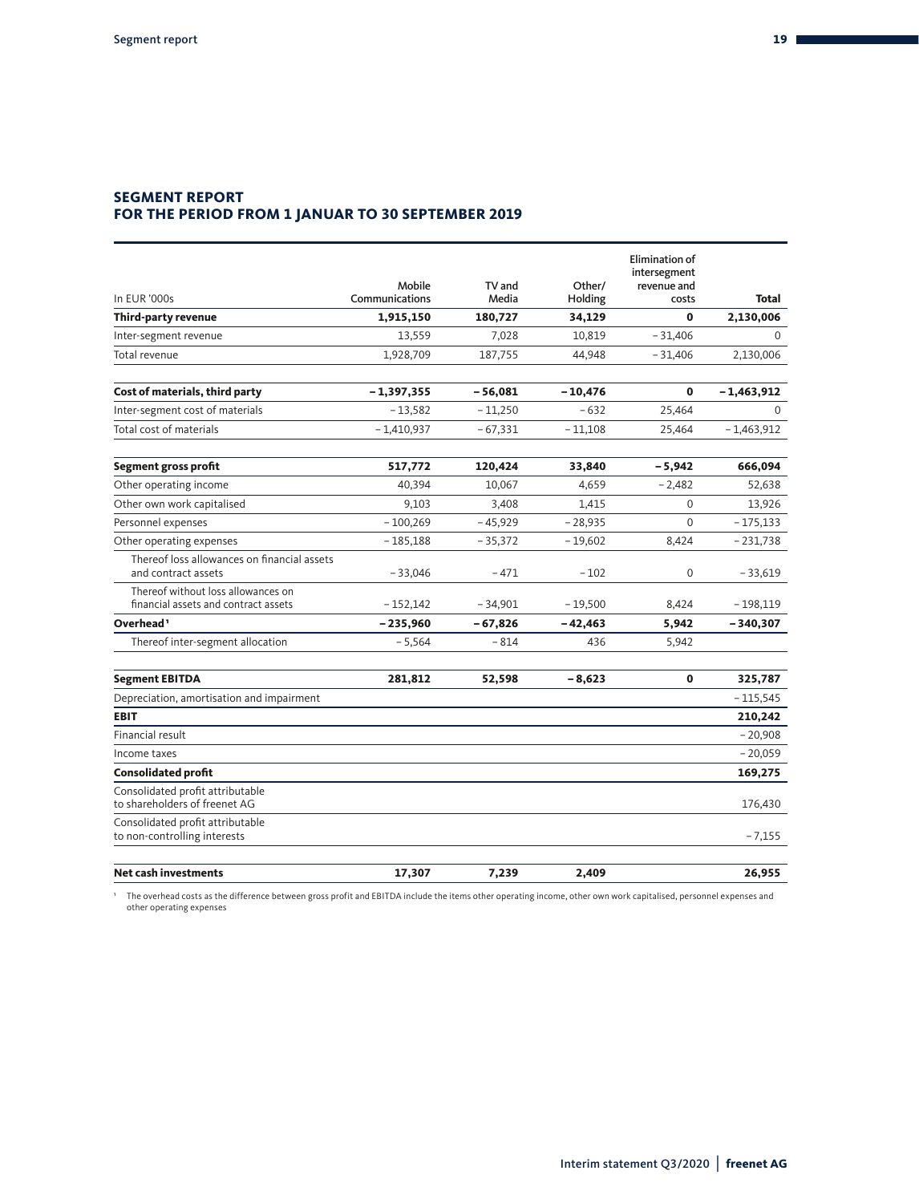## SEGMENT REPORT
## FOR THE PERIOD FROM 1 JANUAR TO 30 SEPTEMBER 2019

| In EUR '000s | Mobile Communications | TV and Media | Other/ Holding | Elimination of intersegment revenue and costs | Total |
|---|---|---|---|---|---|
| **Third-party revenue** | **1,915,150** | **180,727** | **34,129** | **0** | **2,130,006** |
| Inter-segment revenue | 13,559 | 7,028 | 10,819 | – 31,406 | 0 |
| Total revenue | 1,928,709 | 187,755 | 44,948 | – 31,406 | 2,130,006 |
| | | | | | |
| **Cost of materials, third party** | **– 1,397,355** | **– 56,081** | **– 10,476** | **0** | **– 1,463,912** |
| Inter-segment cost of materials | – 13,582 | – 11,250 | – 632 | 25,464 | 0 |
| Total cost of materials | – 1,410,937 | – 67,331 | – 11,108 | 25,464 | – 1,463,912 |
| | | | | | |
| **Segment gross profit** | **517,772** | **120,424** | **33,840** | **– 5,942** | **666,094** |
| Other operating income | 40,394 | 10,067 | 4,659 | – 2,482 | 52,638 |
| Other own work capitalised | 9,103 | 3,408 | 1,415 | 0 | 13,926 |
| Personnel expenses | – 100,269 | – 45,929 | – 28,935 | 0 | – 175,133 |
| Other operating expenses | – 185,188 | – 35,372 | – 19,602 | 8,424 | – 231,738 |
| Thereof loss allowances on financial assets and contract assets | – 33,046 | – 471 | – 102 | 0 | – 33,619 |
| Thereof without loss allowances on financial assets and contract assets | – 152,142 | – 34,901 | – 19,500 | 8,424 | – 198,119 |
| **Overhead** [1] | **– 235,960** | **– 67,826** | **– 42,463** | **5,942** | **– 340,307** |
| Thereof inter-segment allocation | – 5,564 | – 814 | 436 | 5,942 | |
| | | | | | |
| **Segment EBITDA** | **281,812** | **52,598** | **– 8,623** | **0** | **325,787** |
| Depreciation, amortisation and impairment | | | | | – 115,545 |
| **EBIT** | | | | | **210,242** |
| Financial result | | | | | – 20,908 |
| Income taxes | | | | | – 20,059 |
| **Consolidated profit** | | | | | **169,275** |
| Consolidated profit attributable to shareholders of freenet AG | | | | | 176,430 |
| Consolidated profit attributable to non-controlling interests | | | | | – 7,155 |
| | | | | | |
| **Net cash investments** | **17,307** | **7,239** | **2,409** | | **26,955** |

[1] The overhead costs as the difference between gross profit and EBITDA include the items other operating income, other own work capitalised, personnel expenses and other operating expenses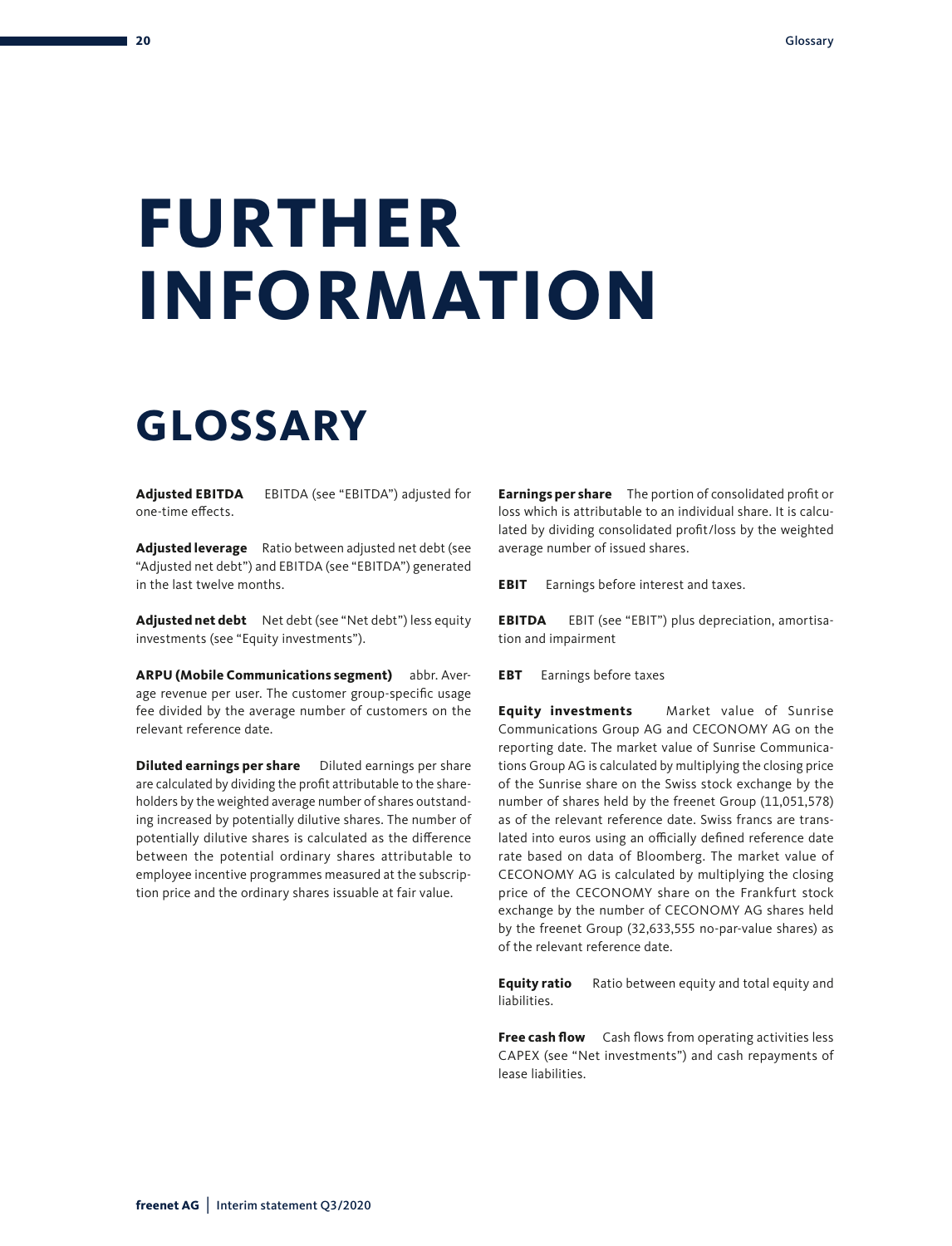# FURTHER INFORMATION

## GLOSSARY

**Adjusted EBITDA** EBITDA (see "EBITDA") adjusted for one-time effects.

**Adjusted leverage** Ratio between adjusted net debt (see "Adjusted net debt") and EBITDA (see "EBITDA") generated in the last twelve months.

**Adjusted net debt** Net debt (see "Net debt") less equity investments (see "Equity investments").

**ARPU (Mobile Communications segment)** abbr. Average revenue per user. The customer group-specific usage fee divided by the average number of customers on the relevant reference date.

**Diluted earnings per share** Diluted earnings per share are calculated by dividing the profit attributable to the shareholders by the weighted average number of shares outstanding increased by potentially dilutive shares. The number of potentially dilutive shares is calculated as the difference between the potential ordinary shares attributable to employee incentive programmes measured at the subscription price and the ordinary shares issuable at fair value.

**Earnings per share** The portion of consolidated profit or loss which is attributable to an individual share. It is calculated by dividing consolidated profit/loss by the weighted average number of issued shares.

**EBIT** Earnings before interest and taxes.

**EBITDA** EBIT (see "EBIT") plus depreciation, amortisation and impairment

**EBT** Earnings before taxes

**Equity investments** Market value of Sunrise Communications Group AG and CECONOMY AG on the reporting date. The market value of Sunrise Communications Group AG is calculated by multiplying the closing price of the Sunrise share on the Swiss stock exchange by the number of shares held by the freenet Group (11,051,578) as of the relevant reference date. Swiss francs are translated into euros using an officially defined reference date rate based on data of Bloomberg. The market value of CECONOMY AG is calculated by multiplying the closing price of the CECONOMY share on the Frankfurt stock exchange by the number of CECONOMY AG shares held by the freenet Group (32,633,555 no-par-value shares) as of the relevant reference date.

**Equity ratio** Ratio between equity and total equity and liabilities.

**Free cash flow** Cash flows from operating activities less CAPEX (see "Net investments") and cash repayments of lease liabilities.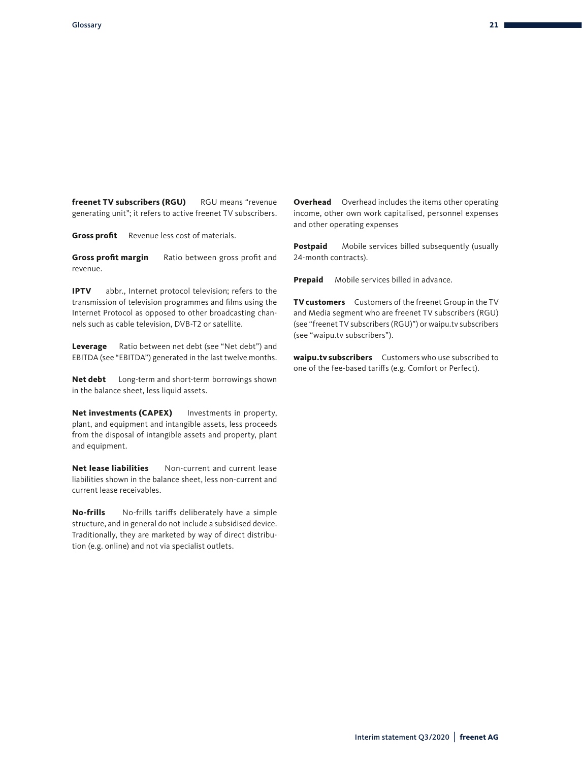**freenet TV subscribers (RGU)** RGU means "revenue generating unit"; it refers to active freenet TV subscribers.

**Gross profit** Revenue less cost of materials.

**Gross profit margin** Ratio between gross profit and revenue.

**IPTV** abbr., Internet protocol television; refers to the transmission of television programmes and films using the Internet Protocol as opposed to other broadcasting channels such as cable television, DVB-T2 or satellite.

**Leverage** Ratio between net debt (see "Net debt") and EBITDA (see "EBITDA") generated in the last twelve months.

**Net debt** Long-term and short-term borrowings shown in the balance sheet, less liquid assets.

**Net investments (CAPEX)** Investments in property, plant, and equipment and intangible assets, less proceeds from the disposal of intangible assets and property, plant and equipment.

**Net lease liabilities** Non-current and current lease liabilities shown in the balance sheet, less non-current and current lease receivables.

**No-frills** No-frills tariffs deliberately have a simple structure, and in general do not include a subsidised device. Traditionally, they are marketed by way of direct distribution (e.g. online) and not via specialist outlets.

**Overhead** Overhead includes the items other operating income, other own work capitalised, personnel expenses and other operating expenses

**Postpaid** Mobile services billed subsequently (usually 24-month contracts).

**Prepaid** Mobile services billed in advance.

**TV customers** Customers of the freenet Group in the TV and Media segment who are freenet TV subscribers (RGU) (see "freenet TV subscribers (RGU)") or waipu.tv subscribers (see "waipu.tv subscribers").

**waipu.tv subscribers** Customers who use subscribed to one of the fee-based tariffs (e.g. Comfort or Perfect).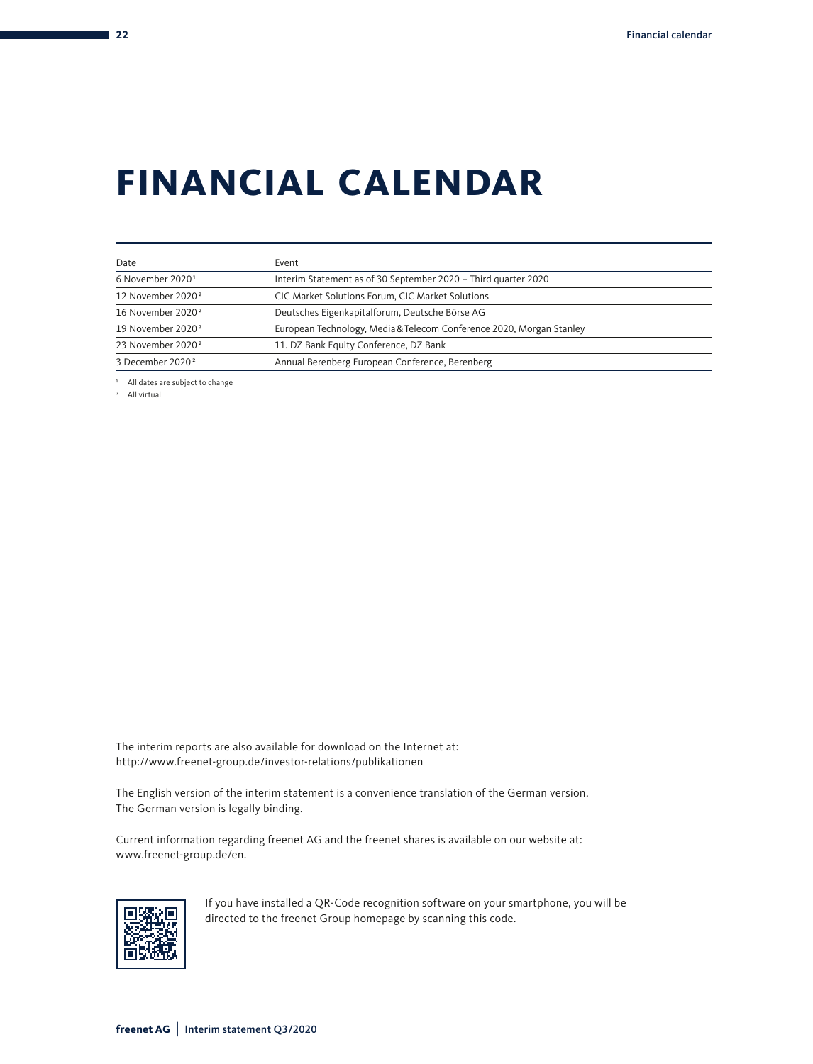# FINANCIAL CALENDAR

| Date | Event |
|---|---|
| 6 November 2020[1] | Interim Statement as of 30 September 2020 – Third quarter 2020 |
| 12 November 2020[2] | CIC Market Solutions Forum, CIC Market Solutions |
| 16 November 2020[2] | Deutsches Eigenkapitalforum, Deutsche Börse AG |
| 19 November 2020[2] | European Technology, Media & Telecom Conference 2020, Morgan Stanley |
| 23 November 2020[2] | 11. DZ Bank Equity Conference, DZ Bank |
| 3 December 2020[2] | Annual Berenberg European Conference, Berenberg |

[1] All dates are subject to change
[2] All virtual

The interim reports are also available for download on the Internet at:
http://www.freenet-group.de/investor-relations/publikationen

The English version of the interim statement is a convenience translation of the German version.
The German version is legally binding.

Current information regarding freenet AG and the freenet shares is available on our website at:
www.freenet-group.de/en.

If you have installed a QR-Code recognition software on your smartphone, you will be directed to the freenet Group homepage by scanning this code.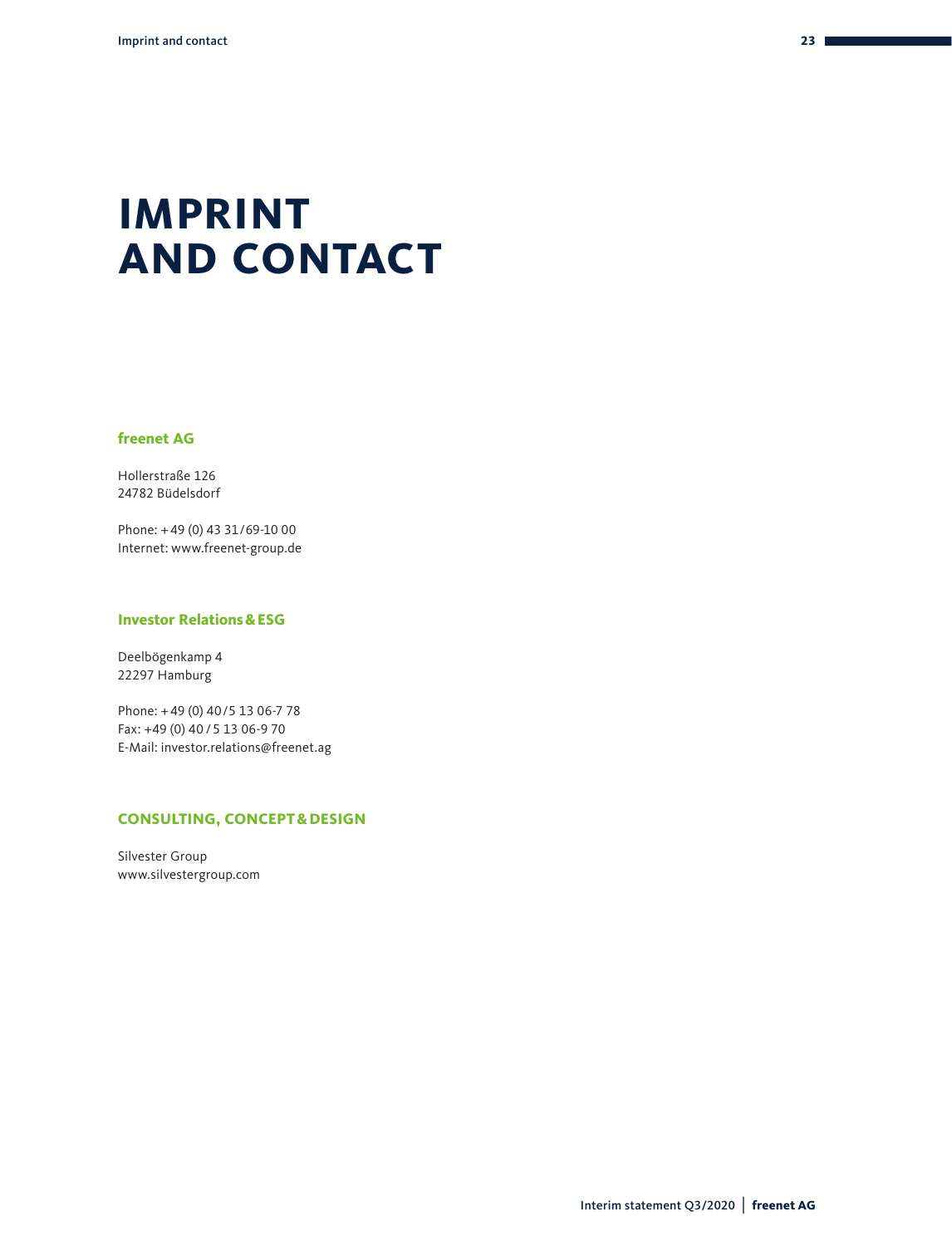# IMPRINT AND CONTACT

### freenet AG

Hollerstraße 126
24782 Büdelsdorf

Phone: + 49 (0) 43 31 / 69-10 00
Internet: www.freenet-group.de

### Investor Relations & ESG

Deelbögenkamp 4
22297 Hamburg

Phone: + 49 (0) 40 / 5 13 06-7 78
Fax: +49 (0) 40 / 5 13 06-9 70
E-Mail: investor.relations@freenet.ag

### CONSULTING, CONCEPT & DESIGN

Silvester Group
www.silvestergroup.com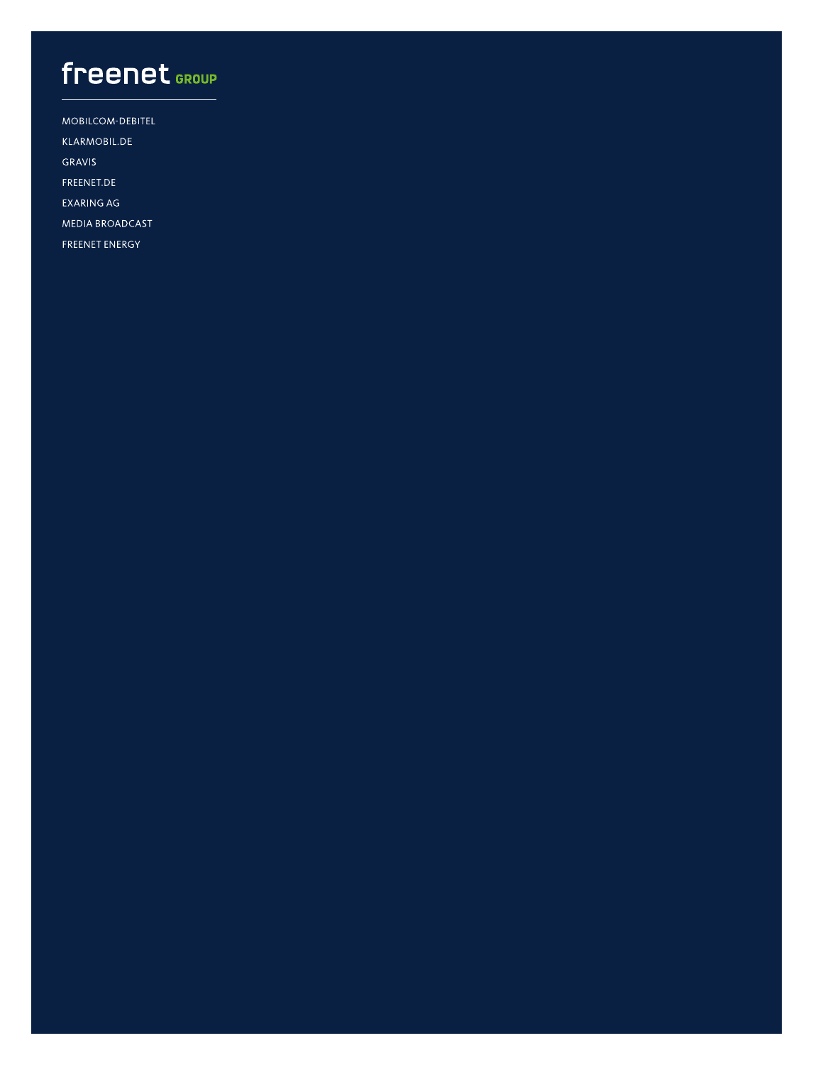freenet GROUP

MOBILCOM-DEBITEL

KLARMOBIL.DE

GRAVIS

FREENET.DE

EXARING AG

MEDIA BROADCAST

FREENET ENERGY